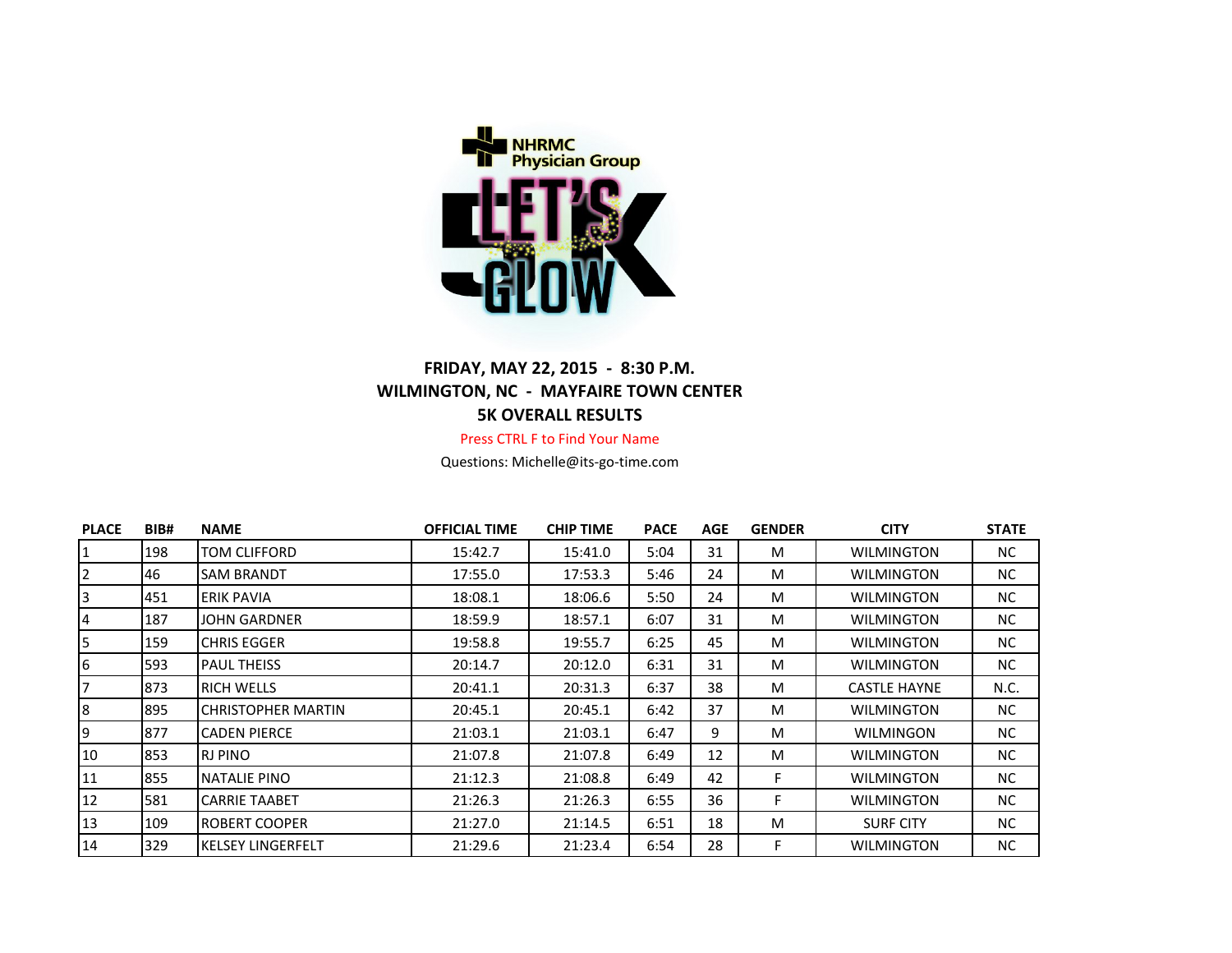NHRMC Physician Group

LET'S GLOW 5K

**FRIDAY, MAY 22, 2015 - 8:30 P.M.**
**WILMINGTON, NC - MAYFAIRE TOWN CENTER**
**5K OVERALL RESULTS**

Press CTRL F to Find Your Name

Questions: Michelle@its-go-time.com

| PLACE | BIB# | NAME | OFFICIAL TIME | CHIP TIME | PACE | AGE | GENDER | CITY | STATE |
|---|---|---|---|---|---|---|---|---|---|
| 1 | 198 | TOM CLIFFORD | 15:42.7 | 15:41.0 | 5:04 | 31 | M | WILMINGTON | NC |
| 2 | 46 | SAM BRANDT | 17:55.0 | 17:53.3 | 5:46 | 24 | M | WILMINGTON | NC |
| 3 | 451 | ERIK PAVIA | 18:08.1 | 18:06.6 | 5:50 | 24 | M | WILMINGTON | NC |
| 4 | 187 | JOHN GARDNER | 18:59.9 | 18:57.1 | 6:07 | 31 | M | WILMINGTON | NC |
| 5 | 159 | CHRIS EGGER | 19:58.8 | 19:55.7 | 6:25 | 45 | M | WILMINGTON | NC |
| 6 | 593 | PAUL THEISS | 20:14.7 | 20:12.0 | 6:31 | 31 | M | WILMINGTON | NC |
| 7 | 873 | RICH WELLS | 20:41.1 | 20:31.3 | 6:37 | 38 | M | CASTLE HAYNE | N.C. |
| 8 | 895 | CHRISTOPHER MARTIN | 20:45.1 | 20:45.1 | 6:42 | 37 | M | WILMINGTON | NC |
| 9 | 877 | CADEN PIERCE | 21:03.1 | 21:03.1 | 6:47 | 9 | M | WILMINGON | NC |
| 10 | 853 | RJ PINO | 21:07.8 | 21:07.8 | 6:49 | 12 | M | WILMINGTON | NC |
| 11 | 855 | NATALIE PINO | 21:12.3 | 21:08.8 | 6:49 | 42 | F | WILMINGTON | NC |
| 12 | 581 | CARRIE TAABET | 21:26.3 | 21:26.3 | 6:55 | 36 | F | WILMINGTON | NC |
| 13 | 109 | ROBERT COOPER | 21:27.0 | 21:14.5 | 6:51 | 18 | M | SURF CITY | NC |
| 14 | 329 | KELSEY LINGERFELT | 21:29.6 | 21:23.4 | 6:54 | 28 | F | WILMINGTON | NC |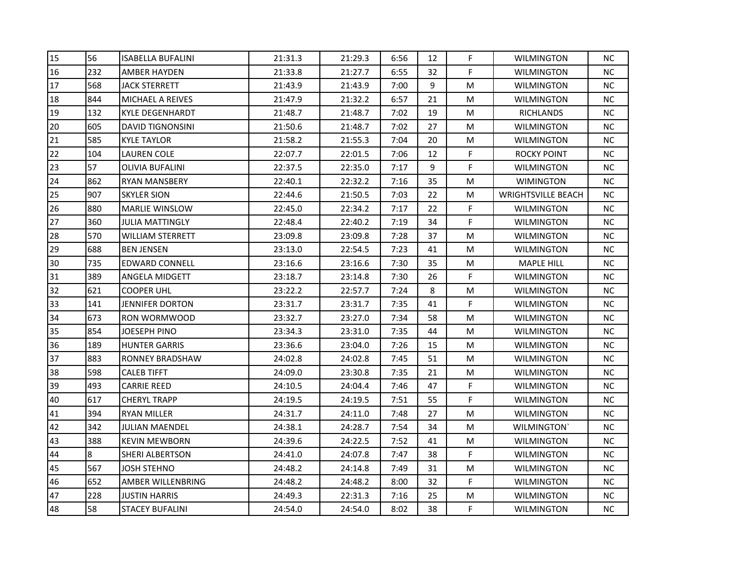| 15 | 56 | ISABELLA BUFALINI | 21:31.3 | 21:29.3 | 6:56 | 12 | F | WILMINGTON | NC |
|---|---|---|---|---|---|---|---|---|---|
| 16 | 232 | AMBER HAYDEN | 21:33.8 | 21:27.7 | 6:55 | 32 | F | WILMINGTON | NC |
| 17 | 568 | JACK STERRETT | 21:43.9 | 21:43.9 | 7:00 | 9 | M | WILMINGTON | NC |
| 18 | 844 | MICHAEL A REIVES | 21:47.9 | 21:32.2 | 6:57 | 21 | M | WILMINGTON | NC |
| 19 | 132 | KYLE DEGENHARDT | 21:48.7 | 21:48.7 | 7:02 | 19 | M | RICHLANDS | NC |
| 20 | 605 | DAVID TIGNONSINI | 21:50.6 | 21:48.7 | 7:02 | 27 | M | WILMINGTON | NC |
| 21 | 585 | KYLE TAYLOR | 21:58.2 | 21:55.3 | 7:04 | 20 | M | WILMINGTON | NC |
| 22 | 104 | LAUREN COLE | 22:07.7 | 22:01.5 | 7:06 | 12 | F | ROCKY POINT | NC |
| 23 | 57 | OLIVIA BUFALINI | 22:37.5 | 22:35.0 | 7:17 | 9 | F | WILMINGTON | NC |
| 24 | 862 | RYAN MANSBERY | 22:40.1 | 22:32.2 | 7:16 | 35 | M | WIMINGTON | NC |
| 25 | 907 | SKYLER SION | 22:44.6 | 21:50.5 | 7:03 | 22 | M | WRIGHTSVILLE BEACH | NC |
| 26 | 880 | MARLIE WINSLOW | 22:45.0 | 22:34.2 | 7:17 | 22 | F | WILMINGTON | NC |
| 27 | 360 | JULIA MATTINGLY | 22:48.4 | 22:40.2 | 7:19 | 34 | F | WILMINGTON | NC |
| 28 | 570 | WILLIAM STERRETT | 23:09.8 | 23:09.8 | 7:28 | 37 | M | WILMINGTON | NC |
| 29 | 688 | BEN JENSEN | 23:13.0 | 22:54.5 | 7:23 | 41 | M | WILMINGTON | NC |
| 30 | 735 | EDWARD CONNELL | 23:16.6 | 23:16.6 | 7:30 | 35 | M | MAPLE HILL | NC |
| 31 | 389 | ANGELA MIDGETT | 23:18.7 | 23:14.8 | 7:30 | 26 | F | WILMINGTON | NC |
| 32 | 621 | COOPER UHL | 23:22.2 | 22:57.7 | 7:24 | 8 | M | WILMINGTON | NC |
| 33 | 141 | JENNIFER DORTON | 23:31.7 | 23:31.7 | 7:35 | 41 | F | WILMINGTON | NC |
| 34 | 673 | RON WORMWOOD | 23:32.7 | 23:27.0 | 7:34 | 58 | M | WILMINGTON | NC |
| 35 | 854 | JOESEPH PINO | 23:34.3 | 23:31.0 | 7:35 | 44 | M | WILMINGTON | NC |
| 36 | 189 | HUNTER GARRIS | 23:36.6 | 23:04.0 | 7:26 | 15 | M | WILMINGTON | NC |
| 37 | 883 | RONNEY BRADSHAW | 24:02.8 | 24:02.8 | 7:45 | 51 | M | WILMINGTON | NC |
| 38 | 598 | CALEB TIFFT | 24:09.0 | 23:30.8 | 7:35 | 21 | M | WILMINGTON | NC |
| 39 | 493 | CARRIE REED | 24:10.5 | 24:04.4 | 7:46 | 47 | F | WILMINGTON | NC |
| 40 | 617 | CHERYL TRAPP | 24:19.5 | 24:19.5 | 7:51 | 55 | F | WILMINGTON | NC |
| 41 | 394 | RYAN MILLER | 24:31.7 | 24:11.0 | 7:48 | 27 | M | WILMINGTON | NC |
| 42 | 342 | JULIAN MAENDEL | 24:38.1 | 24:28.7 | 7:54 | 34 | M | WILMINGTON` | NC |
| 43 | 388 | KEVIN MEWBORN | 24:39.6 | 24:22.5 | 7:52 | 41 | M | WILMINGTON | NC |
| 44 | 8 | SHERI ALBERTSON | 24:41.0 | 24:07.8 | 7:47 | 38 | F | WILMINGTON | NC |
| 45 | 567 | JOSH STEHNO | 24:48.2 | 24:14.8 | 7:49 | 31 | M | WILMINGTON | NC |
| 46 | 652 | AMBER WILLENBRING | 24:48.2 | 24:48.2 | 8:00 | 32 | F | WILMINGTON | NC |
| 47 | 228 | JUSTIN HARRIS | 24:49.3 | 22:31.3 | 7:16 | 25 | M | WILMINGTON | NC |
| 48 | 58 | STACEY BUFALINI | 24:54.0 | 24:54.0 | 8:02 | 38 | F | WILMINGTON | NC |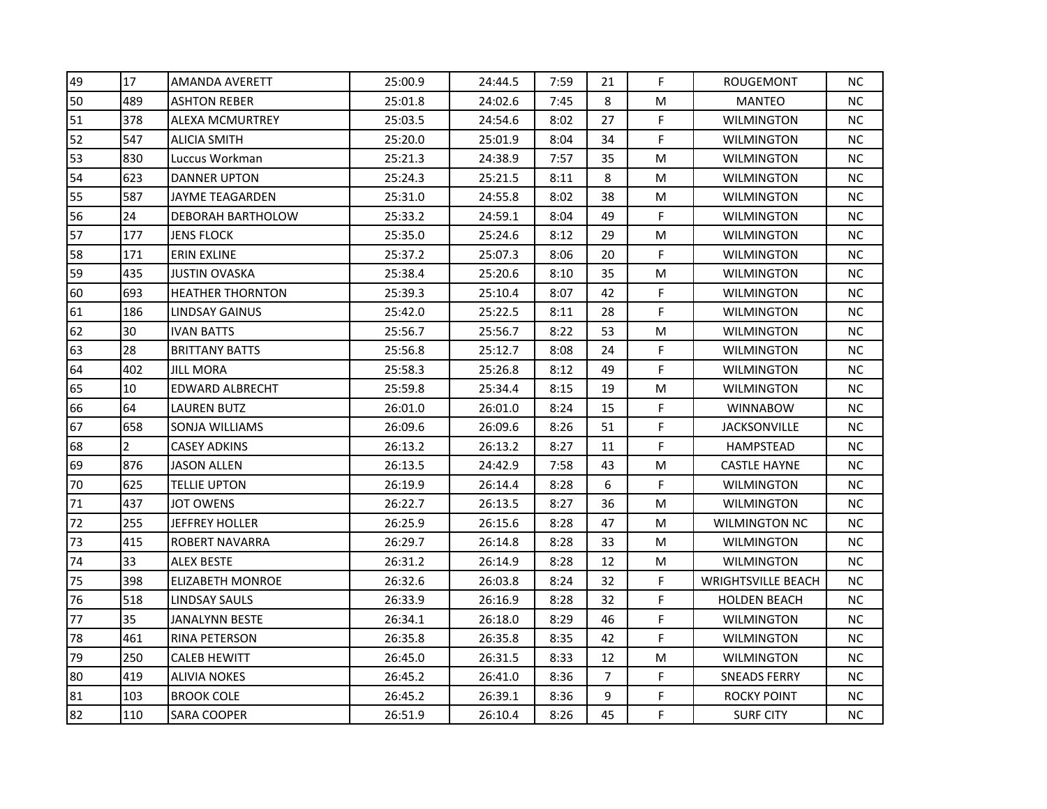| | | | | | | | | | |
|---|---|---|---|---|---|---|---|---|---|
| 49 | 17 | AMANDA AVERETT | 25:00.9 | 24:44.5 | 7:59 | 21 | F | ROUGEMONT | NC |
| 50 | 489 | ASHTON REBER | 25:01.8 | 24:02.6 | 7:45 | 8 | M | MANTEO | NC |
| 51 | 378 | ALEXA MCMURTREY | 25:03.5 | 24:54.6 | 8:02 | 27 | F | WILMINGTON | NC |
| 52 | 547 | ALICIA SMITH | 25:20.0 | 25:01.9 | 8:04 | 34 | F | WILMINGTON | NC |
| 53 | 830 | Luccus Workman | 25:21.3 | 24:38.9 | 7:57 | 35 | M | WILMINGTON | NC |
| 54 | 623 | DANNER UPTON | 25:24.3 | 25:21.5 | 8:11 | 8 | M | WILMINGTON | NC |
| 55 | 587 | JAYME TEAGARDEN | 25:31.0 | 24:55.8 | 8:02 | 38 | M | WILMINGTON | NC |
| 56 | 24 | DEBORAH BARTHOLOW | 25:33.2 | 24:59.1 | 8:04 | 49 | F | WILMINGTON | NC |
| 57 | 177 | JENS FLOCK | 25:35.0 | 25:24.6 | 8:12 | 29 | M | WILMINGTON | NC |
| 58 | 171 | ERIN EXLINE | 25:37.2 | 25:07.3 | 8:06 | 20 | F | WILMINGTON | NC |
| 59 | 435 | JUSTIN OVASKA | 25:38.4 | 25:20.6 | 8:10 | 35 | M | WILMINGTON | NC |
| 60 | 693 | HEATHER THORNTON | 25:39.3 | 25:10.4 | 8:07 | 42 | F | WILMINGTON | NC |
| 61 | 186 | LINDSAY GAINUS | 25:42.0 | 25:22.5 | 8:11 | 28 | F | WILMINGTON | NC |
| 62 | 30 | IVAN BATTS | 25:56.7 | 25:56.7 | 8:22 | 53 | M | WILMINGTON | NC |
| 63 | 28 | BRITTANY BATTS | 25:56.8 | 25:12.7 | 8:08 | 24 | F | WILMINGTON | NC |
| 64 | 402 | JILL MORA | 25:58.3 | 25:26.8 | 8:12 | 49 | F | WILMINGTON | NC |
| 65 | 10 | EDWARD ALBRECHT | 25:59.8 | 25:34.4 | 8:15 | 19 | M | WILMINGTON | NC |
| 66 | 64 | LAUREN BUTZ | 26:01.0 | 26:01.0 | 8:24 | 15 | F | WINNABOW | NC |
| 67 | 658 | SONJA WILLIAMS | 26:09.6 | 26:09.6 | 8:26 | 51 | F | JACKSONVILLE | NC |
| 68 | 2 | CASEY ADKINS | 26:13.2 | 26:13.2 | 8:27 | 11 | F | HAMPSTEAD | NC |
| 69 | 876 | JASON ALLEN | 26:13.5 | 24:42.9 | 7:58 | 43 | M | CASTLE HAYNE | NC |
| 70 | 625 | TELLIE UPTON | 26:19.9 | 26:14.4 | 8:28 | 6 | F | WILMINGTON | NC |
| 71 | 437 | JOT OWENS | 26:22.7 | 26:13.5 | 8:27 | 36 | M | WILMINGTON | NC |
| 72 | 255 | JEFFREY HOLLER | 26:25.9 | 26:15.6 | 8:28 | 47 | M | WILMINGTON NC | NC |
| 73 | 415 | ROBERT NAVARRA | 26:29.7 | 26:14.8 | 8:28 | 33 | M | WILMINGTON | NC |
| 74 | 33 | ALEX BESTE | 26:31.2 | 26:14.9 | 8:28 | 12 | M | WILMINGTON | NC |
| 75 | 398 | ELIZABETH MONROE | 26:32.6 | 26:03.8 | 8:24 | 32 | F | WRIGHTSVILLE BEACH | NC |
| 76 | 518 | LINDSAY SAULS | 26:33.9 | 26:16.9 | 8:28 | 32 | F | HOLDEN BEACH | NC |
| 77 | 35 | JANALYNN BESTE | 26:34.1 | 26:18.0 | 8:29 | 46 | F | WILMINGTON | NC |
| 78 | 461 | RINA PETERSON | 26:35.8 | 26:35.8 | 8:35 | 42 | F | WILMINGTON | NC |
| 79 | 250 | CALEB HEWITT | 26:45.0 | 26:31.5 | 8:33 | 12 | M | WILMINGTON | NC |
| 80 | 419 | ALIVIA NOKES | 26:45.2 | 26:41.0 | 8:36 | 7 | F | SNEADS FERRY | NC |
| 81 | 103 | BROOK COLE | 26:45.2 | 26:39.1 | 8:36 | 9 | F | ROCKY POINT | NC |
| 82 | 110 | SARA COOPER | 26:51.9 | 26:10.4 | 8:26 | 45 | F | SURF CITY | NC |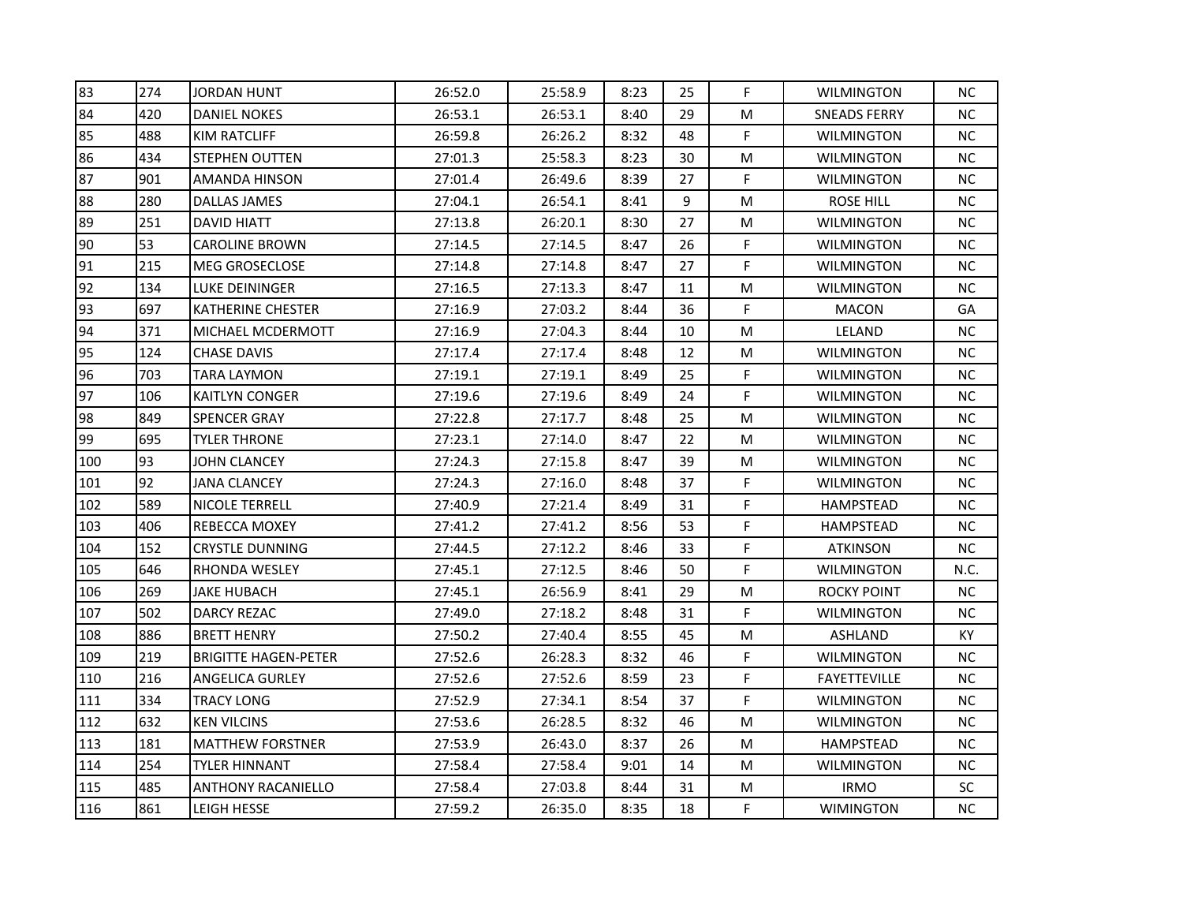| | | | | | | | | | |
|---|---|---|---|---|---|---|---|---|---|
| 83 | 274 | JORDAN HUNT | 26:52.0 | 25:58.9 | 8:23 | 25 | F | WILMINGTON | NC |
| 84 | 420 | DANIEL NOKES | 26:53.1 | 26:53.1 | 8:40 | 29 | M | SNEADS FERRY | NC |
| 85 | 488 | KIM RATCLIFF | 26:59.8 | 26:26.2 | 8:32 | 48 | F | WILMINGTON | NC |
| 86 | 434 | STEPHEN OUTTEN | 27:01.3 | 25:58.3 | 8:23 | 30 | M | WILMINGTON | NC |
| 87 | 901 | AMANDA HINSON | 27:01.4 | 26:49.6 | 8:39 | 27 | F | WILMINGTON | NC |
| 88 | 280 | DALLAS JAMES | 27:04.1 | 26:54.1 | 8:41 | 9 | M | ROSE HILL | NC |
| 89 | 251 | DAVID HIATT | 27:13.8 | 26:20.1 | 8:30 | 27 | M | WILMINGTON | NC |
| 90 | 53 | CAROLINE BROWN | 27:14.5 | 27:14.5 | 8:47 | 26 | F | WILMINGTON | NC |
| 91 | 215 | MEG GROSECLOSE | 27:14.8 | 27:14.8 | 8:47 | 27 | F | WILMINGTON | NC |
| 92 | 134 | LUKE DEININGER | 27:16.5 | 27:13.3 | 8:47 | 11 | M | WILMINGTON | NC |
| 93 | 697 | KATHERINE CHESTER | 27:16.9 | 27:03.2 | 8:44 | 36 | F | MACON | GA |
| 94 | 371 | MICHAEL MCDERMOTT | 27:16.9 | 27:04.3 | 8:44 | 10 | M | LELAND | NC |
| 95 | 124 | CHASE DAVIS | 27:17.4 | 27:17.4 | 8:48 | 12 | M | WILMINGTON | NC |
| 96 | 703 | TARA LAYMON | 27:19.1 | 27:19.1 | 8:49 | 25 | F | WILMINGTON | NC |
| 97 | 106 | KAITLYN CONGER | 27:19.6 | 27:19.6 | 8:49 | 24 | F | WILMINGTON | NC |
| 98 | 849 | SPENCER GRAY | 27:22.8 | 27:17.7 | 8:48 | 25 | M | WILMINGTON | NC |
| 99 | 695 | TYLER THRONE | 27:23.1 | 27:14.0 | 8:47 | 22 | M | WILMINGTON | NC |
| 100 | 93 | JOHN CLANCEY | 27:24.3 | 27:15.8 | 8:47 | 39 | M | WILMINGTON | NC |
| 101 | 92 | JANA CLANCEY | 27:24.3 | 27:16.0 | 8:48 | 37 | F | WILMINGTON | NC |
| 102 | 589 | NICOLE TERRELL | 27:40.9 | 27:21.4 | 8:49 | 31 | F | HAMPSTEAD | NC |
| 103 | 406 | REBECCA MOXEY | 27:41.2 | 27:41.2 | 8:56 | 53 | F | HAMPSTEAD | NC |
| 104 | 152 | CRYSTLE DUNNING | 27:44.5 | 27:12.2 | 8:46 | 33 | F | ATKINSON | NC |
| 105 | 646 | RHONDA WESLEY | 27:45.1 | 27:12.5 | 8:46 | 50 | F | WILMINGTON | N.C. |
| 106 | 269 | JAKE HUBACH | 27:45.1 | 26:56.9 | 8:41 | 29 | M | ROCKY POINT | NC |
| 107 | 502 | DARCY REZAC | 27:49.0 | 27:18.2 | 8:48 | 31 | F | WILMINGTON | NC |
| 108 | 886 | BRETT HENRY | 27:50.2 | 27:40.4 | 8:55 | 45 | M | ASHLAND | KY |
| 109 | 219 | BRIGITTE HAGEN-PETER | 27:52.6 | 26:28.3 | 8:32 | 46 | F | WILMINGTON | NC |
| 110 | 216 | ANGELICA GURLEY | 27:52.6 | 27:52.6 | 8:59 | 23 | F | FAYETTEVILLE | NC |
| 111 | 334 | TRACY LONG | 27:52.9 | 27:34.1 | 8:54 | 37 | F | WILMINGTON | NC |
| 112 | 632 | KEN VILCINS | 27:53.6 | 26:28.5 | 8:32 | 46 | M | WILMINGTON | NC |
| 113 | 181 | MATTHEW FORSTNER | 27:53.9 | 26:43.0 | 8:37 | 26 | M | HAMPSTEAD | NC |
| 114 | 254 | TYLER HINNANT | 27:58.4 | 27:58.4 | 9:01 | 14 | M | WILMINGTON | NC |
| 115 | 485 | ANTHONY RACANIELLO | 27:58.4 | 27:03.8 | 8:44 | 31 | M | IRMO | SC |
| 116 | 861 | LEIGH HESSE | 27:59.2 | 26:35.0 | 8:35 | 18 | F | WIMINGTON | NC |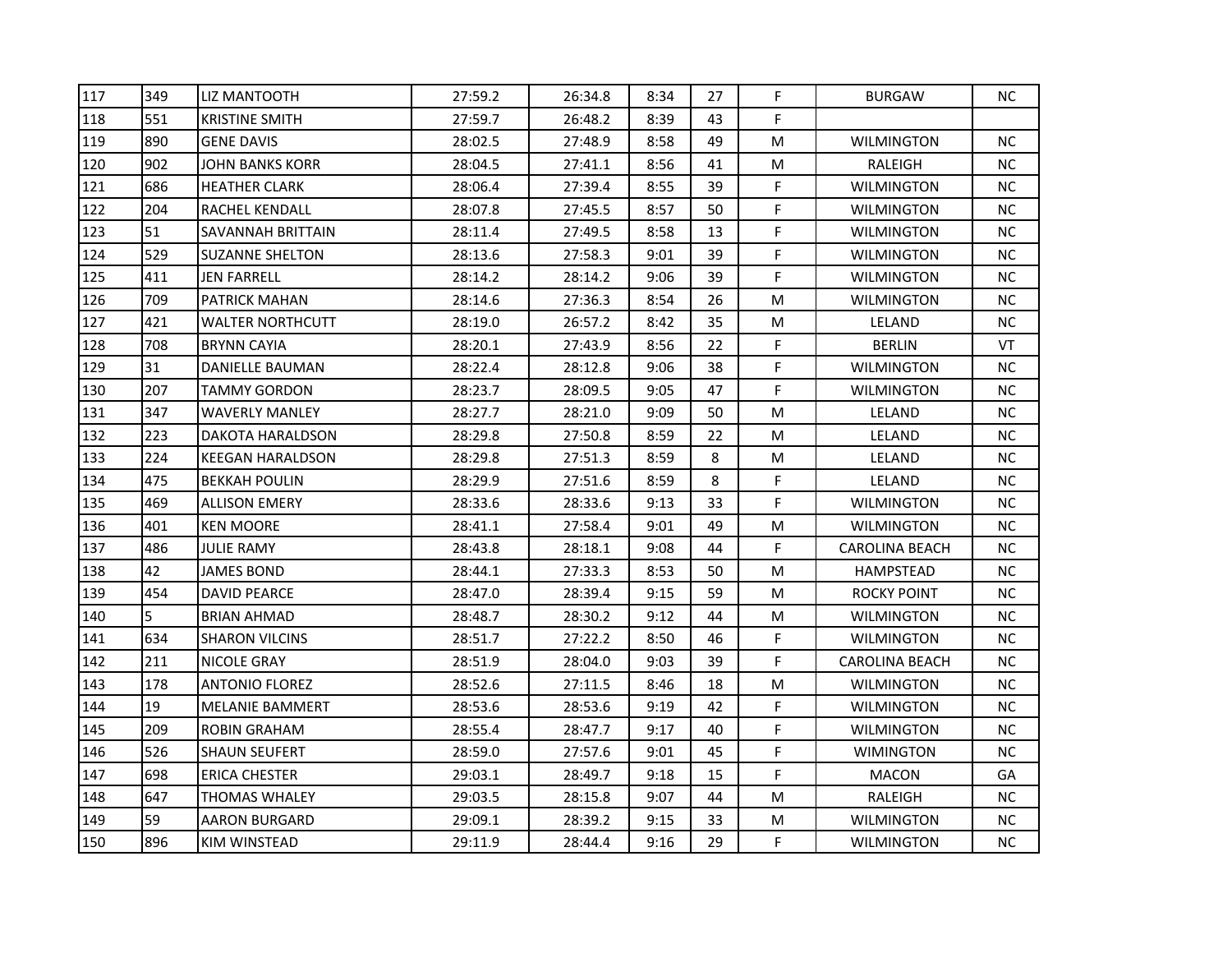| | | | | | | | | | |
|---|---|---|---|---|---|---|---|---|---|
| 117 | 349 | LIZ MANTOOTH | 27:59.2 | 26:34.8 | 8:34 | 27 | F | BURGAW | NC |
| 118 | 551 | KRISTINE SMITH | 27:59.7 | 26:48.2 | 8:39 | 43 | F | | |
| 119 | 890 | GENE DAVIS | 28:02.5 | 27:48.9 | 8:58 | 49 | M | WILMINGTON | NC |
| 120 | 902 | JOHN BANKS KORR | 28:04.5 | 27:41.1 | 8:56 | 41 | M | RALEIGH | NC |
| 121 | 686 | HEATHER CLARK | 28:06.4 | 27:39.4 | 8:55 | 39 | F | WILMINGTON | NC |
| 122 | 204 | RACHEL KENDALL | 28:07.8 | 27:45.5 | 8:57 | 50 | F | WILMINGTON | NC |
| 123 | 51 | SAVANNAH BRITTAIN | 28:11.4 | 27:49.5 | 8:58 | 13 | F | WILMINGTON | NC |
| 124 | 529 | SUZANNE SHELTON | 28:13.6 | 27:58.3 | 9:01 | 39 | F | WILMINGTON | NC |
| 125 | 411 | JEN FARRELL | 28:14.2 | 28:14.2 | 9:06 | 39 | F | WILMINGTON | NC |
| 126 | 709 | PATRICK MAHAN | 28:14.6 | 27:36.3 | 8:54 | 26 | M | WILMINGTON | NC |
| 127 | 421 | WALTER NORTHCUTT | 28:19.0 | 26:57.2 | 8:42 | 35 | M | LELAND | NC |
| 128 | 708 | BRYNN CAYIA | 28:20.1 | 27:43.9 | 8:56 | 22 | F | BERLIN | VT |
| 129 | 31 | DANIELLE BAUMAN | 28:22.4 | 28:12.8 | 9:06 | 38 | F | WILMINGTON | NC |
| 130 | 207 | TAMMY GORDON | 28:23.7 | 28:09.5 | 9:05 | 47 | F | WILMINGTON | NC |
| 131 | 347 | WAVERLY MANLEY | 28:27.7 | 28:21.0 | 9:09 | 50 | M | LELAND | NC |
| 132 | 223 | DAKOTA HARALDSON | 28:29.8 | 27:50.8 | 8:59 | 22 | M | LELAND | NC |
| 133 | 224 | KEEGAN HARALDSON | 28:29.8 | 27:51.3 | 8:59 | 8 | M | LELAND | NC |
| 134 | 475 | BEKKAH POULIN | 28:29.9 | 27:51.6 | 8:59 | 8 | F | LELAND | NC |
| 135 | 469 | ALLISON EMERY | 28:33.6 | 28:33.6 | 9:13 | 33 | F | WILMINGTON | NC |
| 136 | 401 | KEN MOORE | 28:41.1 | 27:58.4 | 9:01 | 49 | M | WILMINGTON | NC |
| 137 | 486 | JULIE RAMY | 28:43.8 | 28:18.1 | 9:08 | 44 | F | CAROLINA BEACH | NC |
| 138 | 42 | JAMES BOND | 28:44.1 | 27:33.3 | 8:53 | 50 | M | HAMPSTEAD | NC |
| 139 | 454 | DAVID PEARCE | 28:47.0 | 28:39.4 | 9:15 | 59 | M | ROCKY POINT | NC |
| 140 | 5 | BRIAN AHMAD | 28:48.7 | 28:30.2 | 9:12 | 44 | M | WILMINGTON | NC |
| 141 | 634 | SHARON VILCINS | 28:51.7 | 27:22.2 | 8:50 | 46 | F | WILMINGTON | NC |
| 142 | 211 | NICOLE GRAY | 28:51.9 | 28:04.0 | 9:03 | 39 | F | CAROLINA BEACH | NC |
| 143 | 178 | ANTONIO FLOREZ | 28:52.6 | 27:11.5 | 8:46 | 18 | M | WILMINGTON | NC |
| 144 | 19 | MELANIE BAMMERT | 28:53.6 | 28:53.6 | 9:19 | 42 | F | WILMINGTON | NC |
| 145 | 209 | ROBIN GRAHAM | 28:55.4 | 28:47.7 | 9:17 | 40 | F | WILMINGTON | NC |
| 146 | 526 | SHAUN SEUFERT | 28:59.0 | 27:57.6 | 9:01 | 45 | F | WIMINGTON | NC |
| 147 | 698 | ERICA CHESTER | 29:03.1 | 28:49.7 | 9:18 | 15 | F | MACON | GA |
| 148 | 647 | THOMAS WHALEY | 29:03.5 | 28:15.8 | 9:07 | 44 | M | RALEIGH | NC |
| 149 | 59 | AARON BURGARD | 29:09.1 | 28:39.2 | 9:15 | 33 | M | WILMINGTON | NC |
| 150 | 896 | KIM WINSTEAD | 29:11.9 | 28:44.4 | 9:16 | 29 | F | WILMINGTON | NC |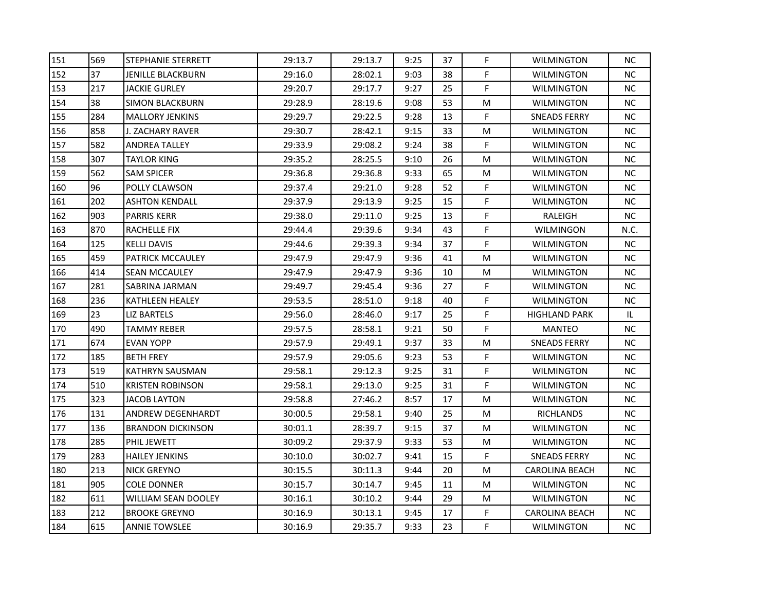| | | | | | | | | | | |
|---|---|---|---|---|---|---|---|---|---|---|
| 151 | 569 | STEPHANIE STERRETT | 29:13.7 | 29:13.7 | 9:25 | 37 | F | WILMINGTON | NC |
| 152 | 37 | JENILLE BLACKBURN | 29:16.0 | 28:02.1 | 9:03 | 38 | F | WILMINGTON | NC |
| 153 | 217 | JACKIE GURLEY | 29:20.7 | 29:17.7 | 9:27 | 25 | F | WILMINGTON | NC |
| 154 | 38 | SIMON BLACKBURN | 29:28.9 | 28:19.6 | 9:08 | 53 | M | WILMINGTON | NC |
| 155 | 284 | MALLORY JENKINS | 29:29.7 | 29:22.5 | 9:28 | 13 | F | SNEADS FERRY | NC |
| 156 | 858 | J. ZACHARY RAVER | 29:30.7 | 28:42.1 | 9:15 | 33 | M | WILMINGTON | NC |
| 157 | 582 | ANDREA TALLEY | 29:33.9 | 29:08.2 | 9:24 | 38 | F | WILMINGTON | NC |
| 158 | 307 | TAYLOR KING | 29:35.2 | 28:25.5 | 9:10 | 26 | M | WILMINGTON | NC |
| 159 | 562 | SAM SPICER | 29:36.8 | 29:36.8 | 9:33 | 65 | M | WILMINGTON | NC |
| 160 | 96 | POLLY CLAWSON | 29:37.4 | 29:21.0 | 9:28 | 52 | F | WILMINGTON | NC |
| 161 | 202 | ASHTON KENDALL | 29:37.9 | 29:13.9 | 9:25 | 15 | F | WILMINGTON | NC |
| 162 | 903 | PARRIS KERR | 29:38.0 | 29:11.0 | 9:25 | 13 | F | RALEIGH | NC |
| 163 | 870 | RACHELLE FIX | 29:44.4 | 29:39.6 | 9:34 | 43 | F | WILMINGON | N.C. |
| 164 | 125 | KELLI DAVIS | 29:44.6 | 29:39.3 | 9:34 | 37 | F | WILMINGTON | NC |
| 165 | 459 | PATRICK MCCAULEY | 29:47.9 | 29:47.9 | 9:36 | 41 | M | WILMINGTON | NC |
| 166 | 414 | SEAN MCCAULEY | 29:47.9 | 29:47.9 | 9:36 | 10 | M | WILMINGTON | NC |
| 167 | 281 | SABRINA JARMAN | 29:49.7 | 29:45.4 | 9:36 | 27 | F | WILMINGTON | NC |
| 168 | 236 | KATHLEEN HEALEY | 29:53.5 | 28:51.0 | 9:18 | 40 | F | WILMINGTON | NC |
| 169 | 23 | LIZ BARTELS | 29:56.0 | 28:46.0 | 9:17 | 25 | F | HIGHLAND PARK | IL |
| 170 | 490 | TAMMY REBER | 29:57.5 | 28:58.1 | 9:21 | 50 | F | MANTEO | NC |
| 171 | 674 | EVAN YOPP | 29:57.9 | 29:49.1 | 9:37 | 33 | M | SNEADS FERRY | NC |
| 172 | 185 | BETH FREY | 29:57.9 | 29:05.6 | 9:23 | 53 | F | WILMINGTON | NC |
| 173 | 519 | KATHRYN SAUSMAN | 29:58.1 | 29:12.3 | 9:25 | 31 | F | WILMINGTON | NC |
| 174 | 510 | KRISTEN ROBINSON | 29:58.1 | 29:13.0 | 9:25 | 31 | F | WILMINGTON | NC |
| 175 | 323 | JACOB LAYTON | 29:58.8 | 27:46.2 | 8:57 | 17 | M | WILMINGTON | NC |
| 176 | 131 | ANDREW DEGENHARDT | 30:00.5 | 29:58.1 | 9:40 | 25 | M | RICHLANDS | NC |
| 177 | 136 | BRANDON DICKINSON | 30:01.1 | 28:39.7 | 9:15 | 37 | M | WILMINGTON | NC |
| 178 | 285 | PHIL JEWETT | 30:09.2 | 29:37.9 | 9:33 | 53 | M | WILMINGTON | NC |
| 179 | 283 | HAILEY JENKINS | 30:10.0 | 30:02.7 | 9:41 | 15 | F | SNEADS FERRY | NC |
| 180 | 213 | NICK GREYNO | 30:15.5 | 30:11.3 | 9:44 | 20 | M | CAROLINA BEACH | NC |
| 181 | 905 | COLE DONNER | 30:15.7 | 30:14.7 | 9:45 | 11 | M | WILMINGTON | NC |
| 182 | 611 | WILLIAM SEAN DOOLEY | 30:16.1 | 30:10.2 | 9:44 | 29 | M | WILMINGTON | NC |
| 183 | 212 | BROOKE GREYNO | 30:16.9 | 30:13.1 | 9:45 | 17 | F | CAROLINA BEACH | NC |
| 184 | 615 | ANNIE TOWSLEE | 30:16.9 | 29:35.7 | 9:33 | 23 | F | WILMINGTON | NC |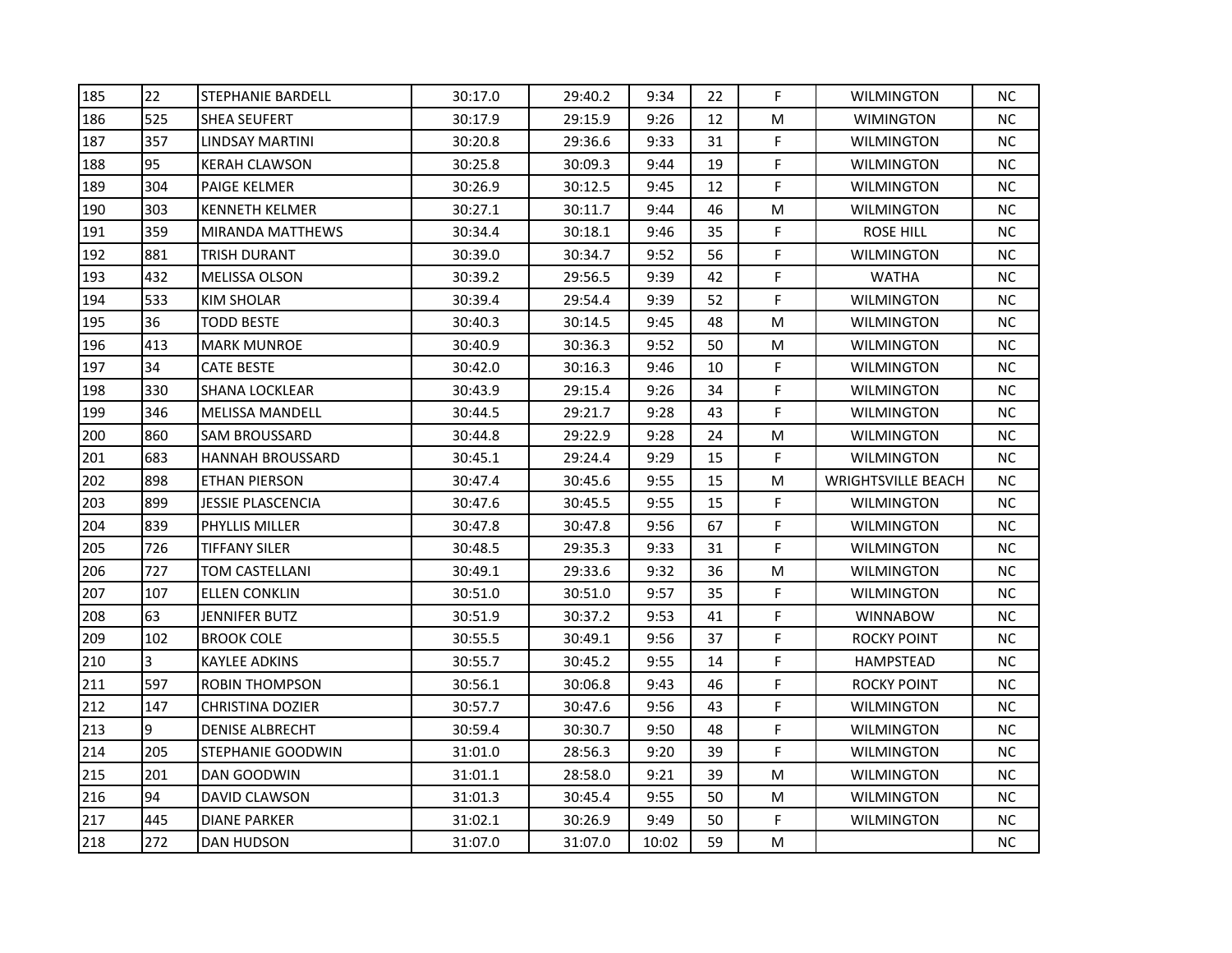| | | | | | | | | | | |
|---|---|---|---|---|---|---|---|---|---|---|
| 185 | 22 | STEPHANIE BARDELL | 30:17.0 | 29:40.2 | 9:34 | 22 | F | WILMINGTON | NC |
| 186 | 525 | SHEA SEUFERT | 30:17.9 | 29:15.9 | 9:26 | 12 | M | WIMINGTON | NC |
| 187 | 357 | LINDSAY MARTINI | 30:20.8 | 29:36.6 | 9:33 | 31 | F | WILMINGTON | NC |
| 188 | 95 | KERAH CLAWSON | 30:25.8 | 30:09.3 | 9:44 | 19 | F | WILMINGTON | NC |
| 189 | 304 | PAIGE KELMER | 30:26.9 | 30:12.5 | 9:45 | 12 | F | WILMINGTON | NC |
| 190 | 303 | KENNETH KELMER | 30:27.1 | 30:11.7 | 9:44 | 46 | M | WILMINGTON | NC |
| 191 | 359 | MIRANDA MATTHEWS | 30:34.4 | 30:18.1 | 9:46 | 35 | F | ROSE HILL | NC |
| 192 | 881 | TRISH DURANT | 30:39.0 | 30:34.7 | 9:52 | 56 | F | WILMINGTON | NC |
| 193 | 432 | MELISSA OLSON | 30:39.2 | 29:56.5 | 9:39 | 42 | F | WATHA | NC |
| 194 | 533 | KIM SHOLAR | 30:39.4 | 29:54.4 | 9:39 | 52 | F | WILMINGTON | NC |
| 195 | 36 | TODD BESTE | 30:40.3 | 30:14.5 | 9:45 | 48 | M | WILMINGTON | NC |
| 196 | 413 | MARK MUNROE | 30:40.9 | 30:36.3 | 9:52 | 50 | M | WILMINGTON | NC |
| 197 | 34 | CATE BESTE | 30:42.0 | 30:16.3 | 9:46 | 10 | F | WILMINGTON | NC |
| 198 | 330 | SHANA LOCKLEAR | 30:43.9 | 29:15.4 | 9:26 | 34 | F | WILMINGTON | NC |
| 199 | 346 | MELISSA MANDELL | 30:44.5 | 29:21.7 | 9:28 | 43 | F | WILMINGTON | NC |
| 200 | 860 | SAM BROUSSARD | 30:44.8 | 29:22.9 | 9:28 | 24 | M | WILMINGTON | NC |
| 201 | 683 | HANNAH BROUSSARD | 30:45.1 | 29:24.4 | 9:29 | 15 | F | WILMINGTON | NC |
| 202 | 898 | ETHAN PIERSON | 30:47.4 | 30:45.6 | 9:55 | 15 | M | WRIGHTSVILLE BEACH | NC |
| 203 | 899 | JESSIE PLASCENCIA | 30:47.6 | 30:45.5 | 9:55 | 15 | F | WILMINGTON | NC |
| 204 | 839 | PHYLLIS MILLER | 30:47.8 | 30:47.8 | 9:56 | 67 | F | WILMINGTON | NC |
| 205 | 726 | TIFFANY SILER | 30:48.5 | 29:35.3 | 9:33 | 31 | F | WILMINGTON | NC |
| 206 | 727 | TOM CASTELLANI | 30:49.1 | 29:33.6 | 9:32 | 36 | M | WILMINGTON | NC |
| 207 | 107 | ELLEN CONKLIN | 30:51.0 | 30:51.0 | 9:57 | 35 | F | WILMINGTON | NC |
| 208 | 63 | JENNIFER BUTZ | 30:51.9 | 30:37.2 | 9:53 | 41 | F | WINNABOW | NC |
| 209 | 102 | BROOK COLE | 30:55.5 | 30:49.1 | 9:56 | 37 | F | ROCKY POINT | NC |
| 210 | 3 | KAYLEE ADKINS | 30:55.7 | 30:45.2 | 9:55 | 14 | F | HAMPSTEAD | NC |
| 211 | 597 | ROBIN THOMPSON | 30:56.1 | 30:06.8 | 9:43 | 46 | F | ROCKY POINT | NC |
| 212 | 147 | CHRISTINA DOZIER | 30:57.7 | 30:47.6 | 9:56 | 43 | F | WILMINGTON | NC |
| 213 | 9 | DENISE ALBRECHT | 30:59.4 | 30:30.7 | 9:50 | 48 | F | WILMINGTON | NC |
| 214 | 205 | STEPHANIE GOODWIN | 31:01.0 | 28:56.3 | 9:20 | 39 | F | WILMINGTON | NC |
| 215 | 201 | DAN GOODWIN | 31:01.1 | 28:58.0 | 9:21 | 39 | M | WILMINGTON | NC |
| 216 | 94 | DAVID CLAWSON | 31:01.3 | 30:45.4 | 9:55 | 50 | M | WILMINGTON | NC |
| 217 | 445 | DIANE PARKER | 31:02.1 | 30:26.9 | 9:49 | 50 | F | WILMINGTON | NC |
| 218 | 272 | DAN HUDSON | 31:07.0 | 31:07.0 | 10:02 | 59 | M | | NC |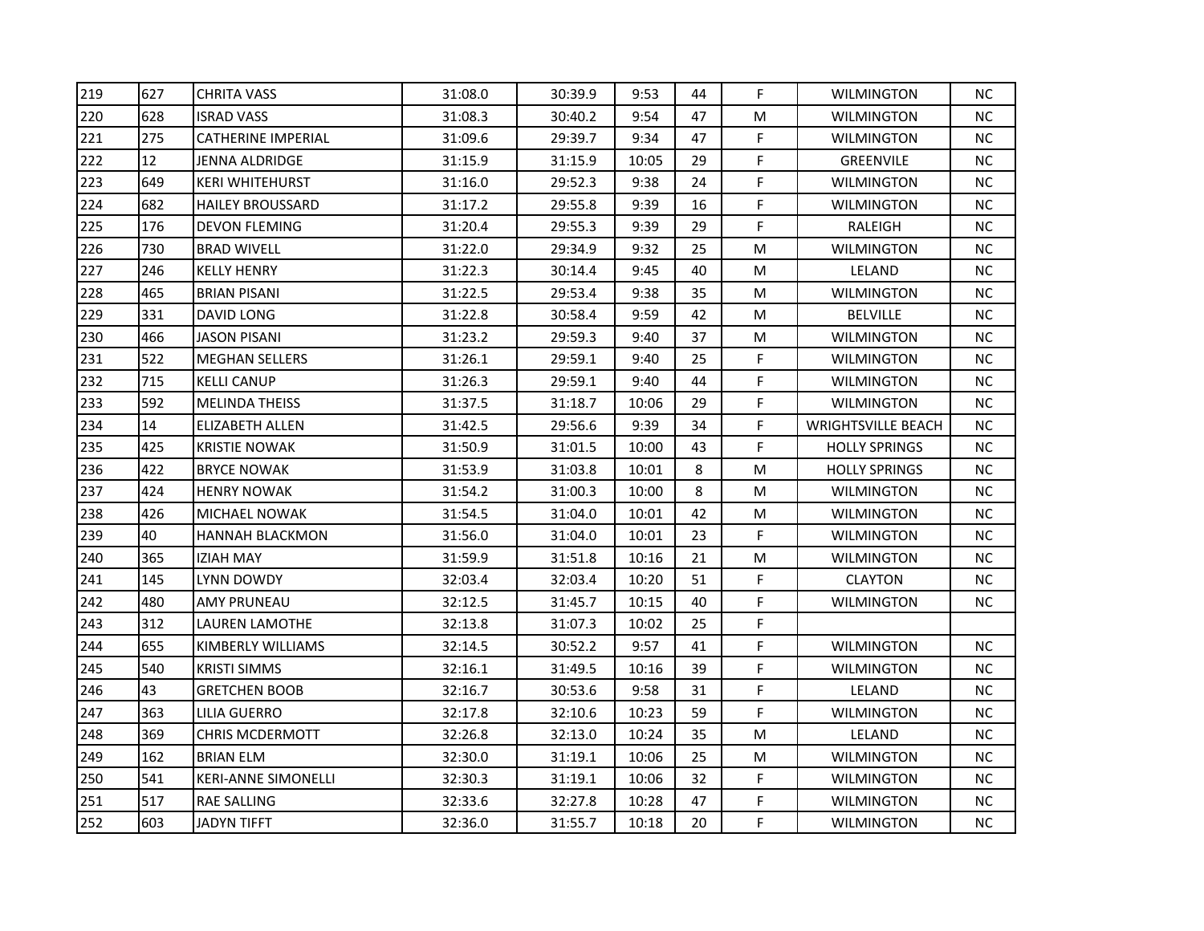| 219 | 627 | CHRITA VASS | 31:08.0 | 30:39.9 | 9:53 | 44 | F | WILMINGTON | NC |
|---|---|---|---|---|---|---|---|---|---|
| 220 | 628 | ISRAD VASS | 31:08.3 | 30:40.2 | 9:54 | 47 | M | WILMINGTON | NC |
| 221 | 275 | CATHERINE IMPERIAL | 31:09.6 | 29:39.7 | 9:34 | 47 | F | WILMINGTON | NC |
| 222 | 12 | JENNA ALDRIDGE | 31:15.9 | 31:15.9 | 10:05 | 29 | F | GREENVILE | NC |
| 223 | 649 | KERI WHITEHURST | 31:16.0 | 29:52.3 | 9:38 | 24 | F | WILMINGTON | NC |
| 224 | 682 | HAILEY BROUSSARD | 31:17.2 | 29:55.8 | 9:39 | 16 | F | WILMINGTON | NC |
| 225 | 176 | DEVON FLEMING | 31:20.4 | 29:55.3 | 9:39 | 29 | F | RALEIGH | NC |
| 226 | 730 | BRAD WIVELL | 31:22.0 | 29:34.9 | 9:32 | 25 | M | WILMINGTON | NC |
| 227 | 246 | KELLY HENRY | 31:22.3 | 30:14.4 | 9:45 | 40 | M | LELAND | NC |
| 228 | 465 | BRIAN PISANI | 31:22.5 | 29:53.4 | 9:38 | 35 | M | WILMINGTON | NC |
| 229 | 331 | DAVID LONG | 31:22.8 | 30:58.4 | 9:59 | 42 | M | BELVILLE | NC |
| 230 | 466 | JASON PISANI | 31:23.2 | 29:59.3 | 9:40 | 37 | M | WILMINGTON | NC |
| 231 | 522 | MEGHAN SELLERS | 31:26.1 | 29:59.1 | 9:40 | 25 | F | WILMINGTON | NC |
| 232 | 715 | KELLI CANUP | 31:26.3 | 29:59.1 | 9:40 | 44 | F | WILMINGTON | NC |
| 233 | 592 | MELINDA THEISS | 31:37.5 | 31:18.7 | 10:06 | 29 | F | WILMINGTON | NC |
| 234 | 14 | ELIZABETH ALLEN | 31:42.5 | 29:56.6 | 9:39 | 34 | F | WRIGHTSVILLE BEACH | NC |
| 235 | 425 | KRISTIE NOWAK | 31:50.9 | 31:01.5 | 10:00 | 43 | F | HOLLY SPRINGS | NC |
| 236 | 422 | BRYCE NOWAK | 31:53.9 | 31:03.8 | 10:01 | 8 | M | HOLLY SPRINGS | NC |
| 237 | 424 | HENRY NOWAK | 31:54.2 | 31:00.3 | 10:00 | 8 | M | WILMINGTON | NC |
| 238 | 426 | MICHAEL NOWAK | 31:54.5 | 31:04.0 | 10:01 | 42 | M | WILMINGTON | NC |
| 239 | 40 | HANNAH BLACKMON | 31:56.0 | 31:04.0 | 10:01 | 23 | F | WILMINGTON | NC |
| 240 | 365 | IZIAH MAY | 31:59.9 | 31:51.8 | 10:16 | 21 | M | WILMINGTON | NC |
| 241 | 145 | LYNN DOWDY | 32:03.4 | 32:03.4 | 10:20 | 51 | F | CLAYTON | NC |
| 242 | 480 | AMY PRUNEAU | 32:12.5 | 31:45.7 | 10:15 | 40 | F | WILMINGTON | NC |
| 243 | 312 | LAUREN LAMOTHE | 32:13.8 | 31:07.3 | 10:02 | 25 | F | | |
| 244 | 655 | KIMBERLY WILLIAMS | 32:14.5 | 30:52.2 | 9:57 | 41 | F | WILMINGTON | NC |
| 245 | 540 | KRISTI SIMMS | 32:16.1 | 31:49.5 | 10:16 | 39 | F | WILMINGTON | NC |
| 246 | 43 | GRETCHEN BOOB | 32:16.7 | 30:53.6 | 9:58 | 31 | F | LELAND | NC |
| 247 | 363 | LILIA GUERRO | 32:17.8 | 32:10.6 | 10:23 | 59 | F | WILMINGTON | NC |
| 248 | 369 | CHRIS MCDERMOTT | 32:26.8 | 32:13.0 | 10:24 | 35 | M | LELAND | NC |
| 249 | 162 | BRIAN ELM | 32:30.0 | 31:19.1 | 10:06 | 25 | M | WILMINGTON | NC |
| 250 | 541 | KERI-ANNE SIMONELLI | 32:30.3 | 31:19.1 | 10:06 | 32 | F | WILMINGTON | NC |
| 251 | 517 | RAE SALLING | 32:33.6 | 32:27.8 | 10:28 | 47 | F | WILMINGTON | NC |
| 252 | 603 | JADYN TIFFT | 32:36.0 | 31:55.7 | 10:18 | 20 | F | WILMINGTON | NC |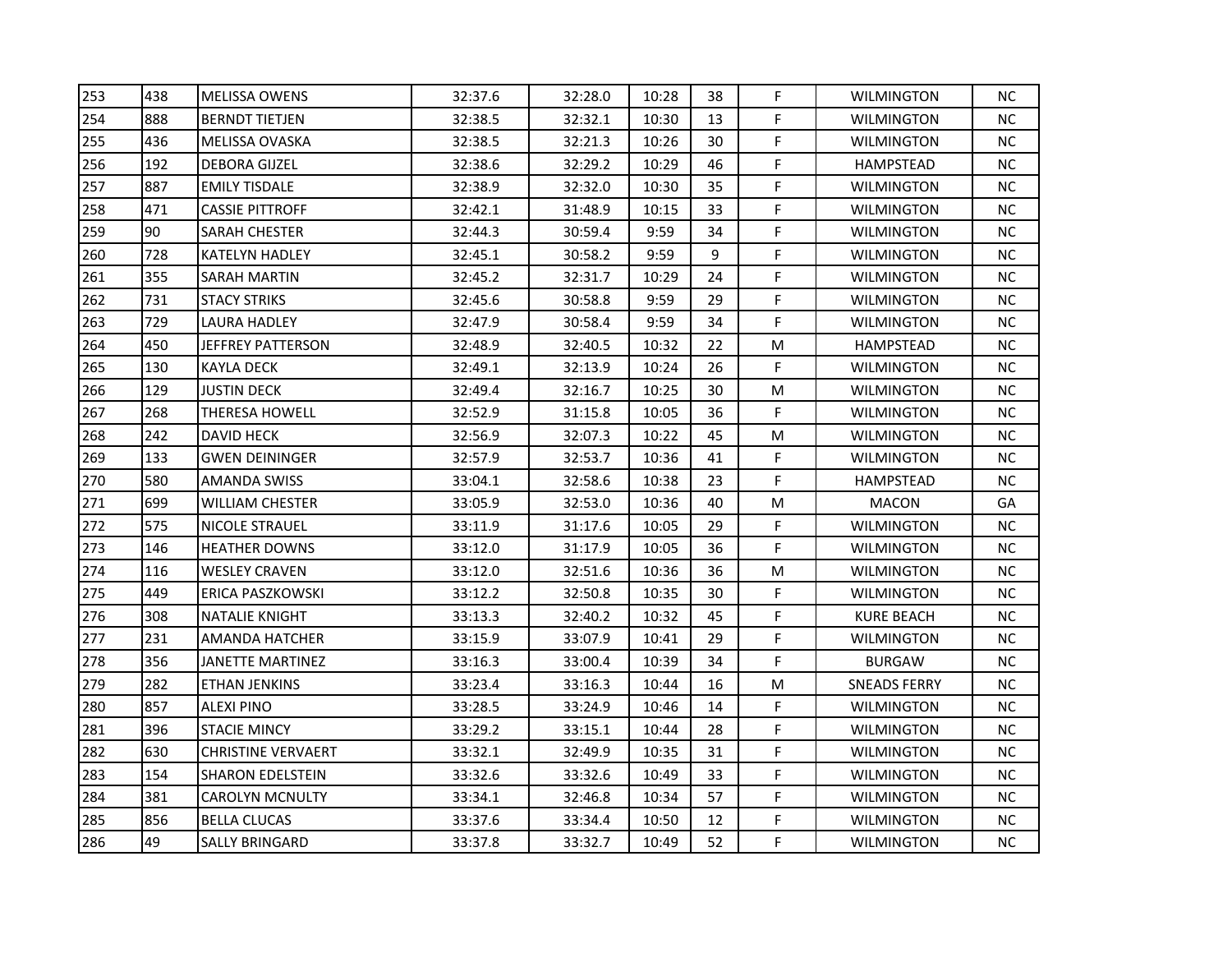| | | | | | | | | | |
|---|---|---|---|---|---|---|---|---|---|
| 253 | 438 | MELISSA OWENS | 32:37.6 | 32:28.0 | 10:28 | 38 | F | WILMINGTON | NC |
| 254 | 888 | BERNDT TIETJEN | 32:38.5 | 32:32.1 | 10:30 | 13 | F | WILMINGTON | NC |
| 255 | 436 | MELISSA OVASKA | 32:38.5 | 32:21.3 | 10:26 | 30 | F | WILMINGTON | NC |
| 256 | 192 | DEBORA GIJZEL | 32:38.6 | 32:29.2 | 10:29 | 46 | F | HAMPSTEAD | NC |
| 257 | 887 | EMILY TISDALE | 32:38.9 | 32:32.0 | 10:30 | 35 | F | WILMINGTON | NC |
| 258 | 471 | CASSIE PITTROFF | 32:42.1 | 31:48.9 | 10:15 | 33 | F | WILMINGTON | NC |
| 259 | 90 | SARAH CHESTER | 32:44.3 | 30:59.4 | 9:59 | 34 | F | WILMINGTON | NC |
| 260 | 728 | KATELYN HADLEY | 32:45.1 | 30:58.2 | 9:59 | 9 | F | WILMINGTON | NC |
| 261 | 355 | SARAH MARTIN | 32:45.2 | 32:31.7 | 10:29 | 24 | F | WILMINGTON | NC |
| 262 | 731 | STACY STRIKS | 32:45.6 | 30:58.8 | 9:59 | 29 | F | WILMINGTON | NC |
| 263 | 729 | LAURA HADLEY | 32:47.9 | 30:58.4 | 9:59 | 34 | F | WILMINGTON | NC |
| 264 | 450 | JEFFREY PATTERSON | 32:48.9 | 32:40.5 | 10:32 | 22 | M | HAMPSTEAD | NC |
| 265 | 130 | KAYLA DECK | 32:49.1 | 32:13.9 | 10:24 | 26 | F | WILMINGTON | NC |
| 266 | 129 | JUSTIN DECK | 32:49.4 | 32:16.7 | 10:25 | 30 | M | WILMINGTON | NC |
| 267 | 268 | THERESA HOWELL | 32:52.9 | 31:15.8 | 10:05 | 36 | F | WILMINGTON | NC |
| 268 | 242 | DAVID HECK | 32:56.9 | 32:07.3 | 10:22 | 45 | M | WILMINGTON | NC |
| 269 | 133 | GWEN DEININGER | 32:57.9 | 32:53.7 | 10:36 | 41 | F | WILMINGTON | NC |
| 270 | 580 | AMANDA SWISS | 33:04.1 | 32:58.6 | 10:38 | 23 | F | HAMPSTEAD | NC |
| 271 | 699 | WILLIAM CHESTER | 33:05.9 | 32:53.0 | 10:36 | 40 | M | MACON | GA |
| 272 | 575 | NICOLE STRAUEL | 33:11.9 | 31:17.6 | 10:05 | 29 | F | WILMINGTON | NC |
| 273 | 146 | HEATHER DOWNS | 33:12.0 | 31:17.9 | 10:05 | 36 | F | WILMINGTON | NC |
| 274 | 116 | WESLEY CRAVEN | 33:12.0 | 32:51.6 | 10:36 | 36 | M | WILMINGTON | NC |
| 275 | 449 | ERICA PASZKOWSKI | 33:12.2 | 32:50.8 | 10:35 | 30 | F | WILMINGTON | NC |
| 276 | 308 | NATALIE KNIGHT | 33:13.3 | 32:40.2 | 10:32 | 45 | F | KURE BEACH | NC |
| 277 | 231 | AMANDA HATCHER | 33:15.9 | 33:07.9 | 10:41 | 29 | F | WILMINGTON | NC |
| 278 | 356 | JANETTE MARTINEZ | 33:16.3 | 33:00.4 | 10:39 | 34 | F | BURGAW | NC |
| 279 | 282 | ETHAN JENKINS | 33:23.4 | 33:16.3 | 10:44 | 16 | M | SNEADS FERRY | NC |
| 280 | 857 | ALEXI PINO | 33:28.5 | 33:24.9 | 10:46 | 14 | F | WILMINGTON | NC |
| 281 | 396 | STACIE MINCY | 33:29.2 | 33:15.1 | 10:44 | 28 | F | WILMINGTON | NC |
| 282 | 630 | CHRISTINE VERVAERT | 33:32.1 | 32:49.9 | 10:35 | 31 | F | WILMINGTON | NC |
| 283 | 154 | SHARON EDELSTEIN | 33:32.6 | 33:32.6 | 10:49 | 33 | F | WILMINGTON | NC |
| 284 | 381 | CAROLYN MCNULTY | 33:34.1 | 32:46.8 | 10:34 | 57 | F | WILMINGTON | NC |
| 285 | 856 | BELLA CLUCAS | 33:37.6 | 33:34.4 | 10:50 | 12 | F | WILMINGTON | NC |
| 286 | 49 | SALLY BRINGARD | 33:37.8 | 33:32.7 | 10:49 | 52 | F | WILMINGTON | NC |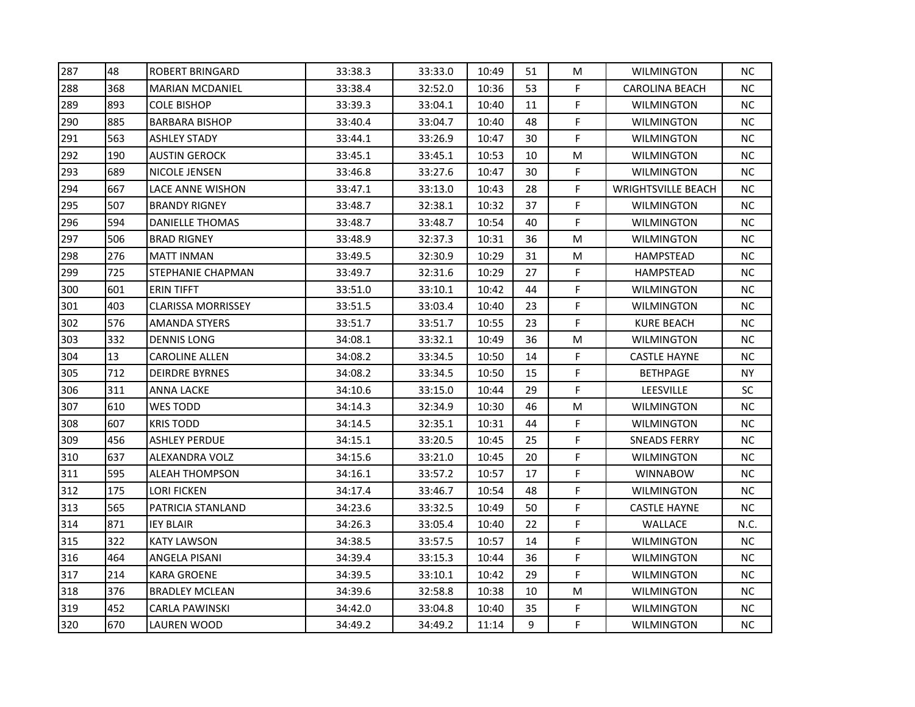| | | | | | | | | | |
|---|---|---|---|---|---|---|---|---|---|
| 287 | 48 | ROBERT BRINGARD | 33:38.3 | 33:33.0 | 10:49 | 51 | M | WILMINGTON | NC |
| 288 | 368 | MARIAN MCDANIEL | 33:38.4 | 32:52.0 | 10:36 | 53 | F | CAROLINA BEACH | NC |
| 289 | 893 | COLE BISHOP | 33:39.3 | 33:04.1 | 10:40 | 11 | F | WILMINGTON | NC |
| 290 | 885 | BARBARA BISHOP | 33:40.4 | 33:04.7 | 10:40 | 48 | F | WILMINGTON | NC |
| 291 | 563 | ASHLEY STADY | 33:44.1 | 33:26.9 | 10:47 | 30 | F | WILMINGTON | NC |
| 292 | 190 | AUSTIN GEROCK | 33:45.1 | 33:45.1 | 10:53 | 10 | M | WILMINGTON | NC |
| 293 | 689 | NICOLE JENSEN | 33:46.8 | 33:27.6 | 10:47 | 30 | F | WILMINGTON | NC |
| 294 | 667 | LACE ANNE WISHON | 33:47.1 | 33:13.0 | 10:43 | 28 | F | WRIGHTSVILLE BEACH | NC |
| 295 | 507 | BRANDY RIGNEY | 33:48.7 | 32:38.1 | 10:32 | 37 | F | WILMINGTON | NC |
| 296 | 594 | DANIELLE THOMAS | 33:48.7 | 33:48.7 | 10:54 | 40 | F | WILMINGTON | NC |
| 297 | 506 | BRAD RIGNEY | 33:48.9 | 32:37.3 | 10:31 | 36 | M | WILMINGTON | NC |
| 298 | 276 | MATT INMAN | 33:49.5 | 32:30.9 | 10:29 | 31 | M | HAMPSTEAD | NC |
| 299 | 725 | STEPHANIE CHAPMAN | 33:49.7 | 32:31.6 | 10:29 | 27 | F | HAMPSTEAD | NC |
| 300 | 601 | ERIN TIFFT | 33:51.0 | 33:10.1 | 10:42 | 44 | F | WILMINGTON | NC |
| 301 | 403 | CLARISSA MORRISSEY | 33:51.5 | 33:03.4 | 10:40 | 23 | F | WILMINGTON | NC |
| 302 | 576 | AMANDA STYERS | 33:51.7 | 33:51.7 | 10:55 | 23 | F | KURE BEACH | NC |
| 303 | 332 | DENNIS LONG | 34:08.1 | 33:32.1 | 10:49 | 36 | M | WILMINGTON | NC |
| 304 | 13 | CAROLINE ALLEN | 34:08.2 | 33:34.5 | 10:50 | 14 | F | CASTLE HAYNE | NC |
| 305 | 712 | DEIRDRE BYRNES | 34:08.2 | 33:34.5 | 10:50 | 15 | F | BETHPAGE | NY |
| 306 | 311 | ANNA LACKE | 34:10.6 | 33:15.0 | 10:44 | 29 | F | LEESVILLE | SC |
| 307 | 610 | WES TODD | 34:14.3 | 32:34.9 | 10:30 | 46 | M | WILMINGTON | NC |
| 308 | 607 | KRIS TODD | 34:14.5 | 32:35.1 | 10:31 | 44 | F | WILMINGTON | NC |
| 309 | 456 | ASHLEY PERDUE | 34:15.1 | 33:20.5 | 10:45 | 25 | F | SNEADS FERRY | NC |
| 310 | 637 | ALEXANDRA VOLZ | 34:15.6 | 33:21.0 | 10:45 | 20 | F | WILMINGTON | NC |
| 311 | 595 | ALEAH THOMPSON | 34:16.1 | 33:57.2 | 10:57 | 17 | F | WINNABOW | NC |
| 312 | 175 | LORI FICKEN | 34:17.4 | 33:46.7 | 10:54 | 48 | F | WILMINGTON | NC |
| 313 | 565 | PATRICIA STANLAND | 34:23.6 | 33:32.5 | 10:49 | 50 | F | CASTLE HAYNE | NC |
| 314 | 871 | IEY BLAIR | 34:26.3 | 33:05.4 | 10:40 | 22 | F | WALLACE | N.C. |
| 315 | 322 | KATY LAWSON | 34:38.5 | 33:57.5 | 10:57 | 14 | F | WILMINGTON | NC |
| 316 | 464 | ANGELA PISANI | 34:39.4 | 33:15.3 | 10:44 | 36 | F | WILMINGTON | NC |
| 317 | 214 | KARA GROENE | 34:39.5 | 33:10.1 | 10:42 | 29 | F | WILMINGTON | NC |
| 318 | 376 | BRADLEY MCLEAN | 34:39.6 | 32:58.8 | 10:38 | 10 | M | WILMINGTON | NC |
| 319 | 452 | CARLA PAWINSKI | 34:42.0 | 33:04.8 | 10:40 | 35 | F | WILMINGTON | NC |
| 320 | 670 | LAUREN WOOD | 34:49.2 | 34:49.2 | 11:14 | 9 | F | WILMINGTON | NC |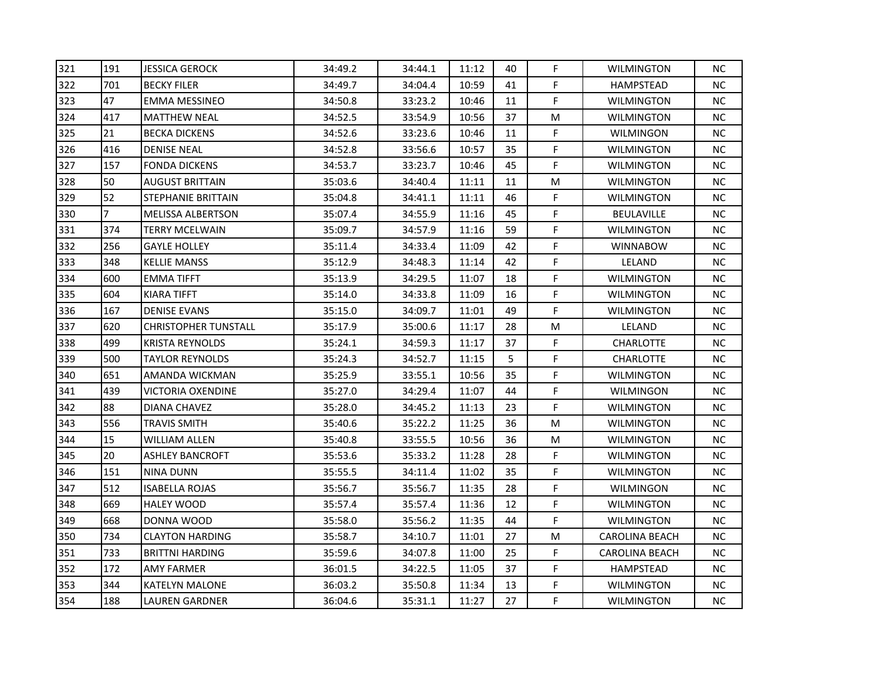| 321 | 191 | JESSICA GEROCK | 34:49.2 | 34:44.1 | 11:12 | 40 | F | WILMINGTON | NC |
|---|---|---|---|---|---|---|---|---|---|
| 322 | 701 | BECKY FILER | 34:49.7 | 34:04.4 | 10:59 | 41 | F | HAMPSTEAD | NC |
| 323 | 47 | EMMA MESSINEO | 34:50.8 | 33:23.2 | 10:46 | 11 | F | WILMINGTON | NC |
| 324 | 417 | MATTHEW NEAL | 34:52.5 | 33:54.9 | 10:56 | 37 | M | WILMINGTON | NC |
| 325 | 21 | BECKA DICKENS | 34:52.6 | 33:23.6 | 10:46 | 11 | F | WILMINGON | NC |
| 326 | 416 | DENISE NEAL | 34:52.8 | 33:56.6 | 10:57 | 35 | F | WILMINGTON | NC |
| 327 | 157 | FONDA DICKENS | 34:53.7 | 33:23.7 | 10:46 | 45 | F | WILMINGTON | NC |
| 328 | 50 | AUGUST BRITTAIN | 35:03.6 | 34:40.4 | 11:11 | 11 | M | WILMINGTON | NC |
| 329 | 52 | STEPHANIE BRITTAIN | 35:04.8 | 34:41.1 | 11:11 | 46 | F | WILMINGTON | NC |
| 330 | 7 | MELISSA ALBERTSON | 35:07.4 | 34:55.9 | 11:16 | 45 | F | BEULAVILLE | NC |
| 331 | 374 | TERRY MCELWAIN | 35:09.7 | 34:57.9 | 11:16 | 59 | F | WILMINGTON | NC |
| 332 | 256 | GAYLE HOLLEY | 35:11.4 | 34:33.4 | 11:09 | 42 | F | WINNABOW | NC |
| 333 | 348 | KELLIE MANSS | 35:12.9 | 34:48.3 | 11:14 | 42 | F | LELAND | NC |
| 334 | 600 | EMMA TIFFT | 35:13.9 | 34:29.5 | 11:07 | 18 | F | WILMINGTON | NC |
| 335 | 604 | KIARA TIFFT | 35:14.0 | 34:33.8 | 11:09 | 16 | F | WILMINGTON | NC |
| 336 | 167 | DENISE EVANS | 35:15.0 | 34:09.7 | 11:01 | 49 | F | WILMINGTON | NC |
| 337 | 620 | CHRISTOPHER TUNSTALL | 35:17.9 | 35:00.6 | 11:17 | 28 | M | LELAND | NC |
| 338 | 499 | KRISTA REYNOLDS | 35:24.1 | 34:59.3 | 11:17 | 37 | F | CHARLOTTE | NC |
| 339 | 500 | TAYLOR REYNOLDS | 35:24.3 | 34:52.7 | 11:15 | 5 | F | CHARLOTTE | NC |
| 340 | 651 | AMANDA WICKMAN | 35:25.9 | 33:55.1 | 10:56 | 35 | F | WILMINGTON | NC |
| 341 | 439 | VICTORIA OXENDINE | 35:27.0 | 34:29.4 | 11:07 | 44 | F | WILMINGON | NC |
| 342 | 88 | DIANA CHAVEZ | 35:28.0 | 34:45.2 | 11:13 | 23 | F | WILMINGTON | NC |
| 343 | 556 | TRAVIS SMITH | 35:40.6 | 35:22.2 | 11:25 | 36 | M | WILMINGTON | NC |
| 344 | 15 | WILLIAM ALLEN | 35:40.8 | 33:55.5 | 10:56 | 36 | M | WILMINGTON | NC |
| 345 | 20 | ASHLEY BANCROFT | 35:53.6 | 35:33.2 | 11:28 | 28 | F | WILMINGTON | NC |
| 346 | 151 | NINA DUNN | 35:55.5 | 34:11.4 | 11:02 | 35 | F | WILMINGTON | NC |
| 347 | 512 | ISABELLA ROJAS | 35:56.7 | 35:56.7 | 11:35 | 28 | F | WILMINGON | NC |
| 348 | 669 | HALEY WOOD | 35:57.4 | 35:57.4 | 11:36 | 12 | F | WILMINGTON | NC |
| 349 | 668 | DONNA WOOD | 35:58.0 | 35:56.2 | 11:35 | 44 | F | WILMINGTON | NC |
| 350 | 734 | CLAYTON HARDING | 35:58.7 | 34:10.7 | 11:01 | 27 | M | CAROLINA BEACH | NC |
| 351 | 733 | BRITTNI HARDING | 35:59.6 | 34:07.8 | 11:00 | 25 | F | CAROLINA BEACH | NC |
| 352 | 172 | AMY FARMER | 36:01.5 | 34:22.5 | 11:05 | 37 | F | HAMPSTEAD | NC |
| 353 | 344 | KATELYN MALONE | 36:03.2 | 35:50.8 | 11:34 | 13 | F | WILMINGTON | NC |
| 354 | 188 | LAUREN GARDNER | 36:04.6 | 35:31.1 | 11:27 | 27 | F | WILMINGTON | NC |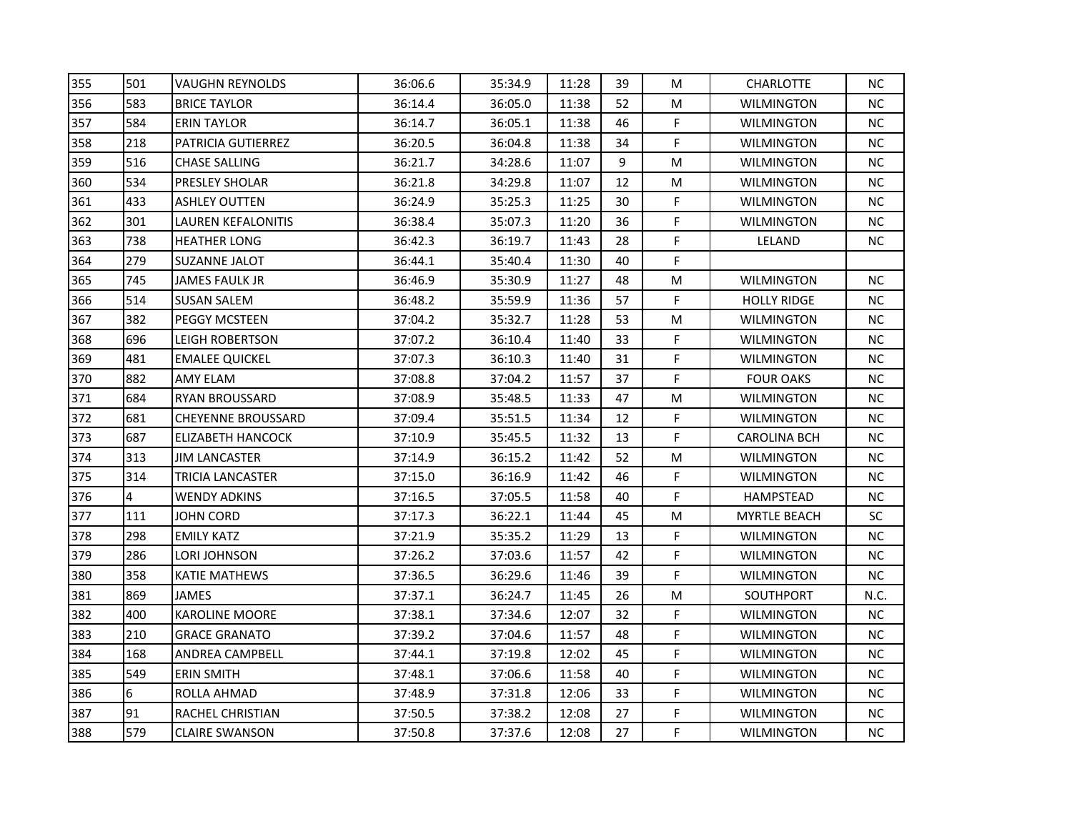| | | | | | | | | | |
|---|---|---|---|---|---|---|---|---|---|
| 355 | 501 | VAUGHN REYNOLDS | 36:06.6 | 35:34.9 | 11:28 | 39 | M | CHARLOTTE | NC |
| 356 | 583 | BRICE TAYLOR | 36:14.4 | 36:05.0 | 11:38 | 52 | M | WILMINGTON | NC |
| 357 | 584 | ERIN TAYLOR | 36:14.7 | 36:05.1 | 11:38 | 46 | F | WILMINGTON | NC |
| 358 | 218 | PATRICIA GUTIERREZ | 36:20.5 | 36:04.8 | 11:38 | 34 | F | WILMINGTON | NC |
| 359 | 516 | CHASE SALLING | 36:21.7 | 34:28.6 | 11:07 | 9 | M | WILMINGTON | NC |
| 360 | 534 | PRESLEY SHOLAR | 36:21.8 | 34:29.8 | 11:07 | 12 | M | WILMINGTON | NC |
| 361 | 433 | ASHLEY OUTTEN | 36:24.9 | 35:25.3 | 11:25 | 30 | F | WILMINGTON | NC |
| 362 | 301 | LAUREN KEFALONITIS | 36:38.4 | 35:07.3 | 11:20 | 36 | F | WILMINGTON | NC |
| 363 | 738 | HEATHER LONG | 36:42.3 | 36:19.7 | 11:43 | 28 | F | LELAND | NC |
| 364 | 279 | SUZANNE JALOT | 36:44.1 | 35:40.4 | 11:30 | 40 | F | | |
| 365 | 745 | JAMES FAULK JR | 36:46.9 | 35:30.9 | 11:27 | 48 | M | WILMINGTON | NC |
| 366 | 514 | SUSAN SALEM | 36:48.2 | 35:59.9 | 11:36 | 57 | F | HOLLY RIDGE | NC |
| 367 | 382 | PEGGY MCSTEEN | 37:04.2 | 35:32.7 | 11:28 | 53 | M | WILMINGTON | NC |
| 368 | 696 | LEIGH ROBERTSON | 37:07.2 | 36:10.4 | 11:40 | 33 | F | WILMINGTON | NC |
| 369 | 481 | EMALEE QUICKEL | 37:07.3 | 36:10.3 | 11:40 | 31 | F | WILMINGTON | NC |
| 370 | 882 | AMY ELAM | 37:08.8 | 37:04.2 | 11:57 | 37 | F | FOUR OAKS | NC |
| 371 | 684 | RYAN BROUSSARD | 37:08.9 | 35:48.5 | 11:33 | 47 | M | WILMINGTON | NC |
| 372 | 681 | CHEYENNE BROUSSARD | 37:09.4 | 35:51.5 | 11:34 | 12 | F | WILMINGTON | NC |
| 373 | 687 | ELIZABETH HANCOCK | 37:10.9 | 35:45.5 | 11:32 | 13 | F | CAROLINA BCH | NC |
| 374 | 313 | JIM LANCASTER | 37:14.9 | 36:15.2 | 11:42 | 52 | M | WILMINGTON | NC |
| 375 | 314 | TRICIA LANCASTER | 37:15.0 | 36:16.9 | 11:42 | 46 | F | WILMINGTON | NC |
| 376 | 4 | WENDY ADKINS | 37:16.5 | 37:05.5 | 11:58 | 40 | F | HAMPSTEAD | NC |
| 377 | 111 | JOHN CORD | 37:17.3 | 36:22.1 | 11:44 | 45 | M | MYRTLE BEACH | SC |
| 378 | 298 | EMILY KATZ | 37:21.9 | 35:35.2 | 11:29 | 13 | F | WILMINGTON | NC |
| 379 | 286 | LORI JOHNSON | 37:26.2 | 37:03.6 | 11:57 | 42 | F | WILMINGTON | NC |
| 380 | 358 | KATIE MATHEWS | 37:36.5 | 36:29.6 | 11:46 | 39 | F | WILMINGTON | NC |
| 381 | 869 | JAMES | 37:37.1 | 36:24.7 | 11:45 | 26 | M | SOUTHPORT | N.C. |
| 382 | 400 | KAROLINE MOORE | 37:38.1 | 37:34.6 | 12:07 | 32 | F | WILMINGTON | NC |
| 383 | 210 | GRACE GRANATO | 37:39.2 | 37:04.6 | 11:57 | 48 | F | WILMINGTON | NC |
| 384 | 168 | ANDREA CAMPBELL | 37:44.1 | 37:19.8 | 12:02 | 45 | F | WILMINGTON | NC |
| 385 | 549 | ERIN SMITH | 37:48.1 | 37:06.6 | 11:58 | 40 | F | WILMINGTON | NC |
| 386 | 6 | ROLLA AHMAD | 37:48.9 | 37:31.8 | 12:06 | 33 | F | WILMINGTON | NC |
| 387 | 91 | RACHEL CHRISTIAN | 37:50.5 | 37:38.2 | 12:08 | 27 | F | WILMINGTON | NC |
| 388 | 579 | CLAIRE SWANSON | 37:50.8 | 37:37.6 | 12:08 | 27 | F | WILMINGTON | NC |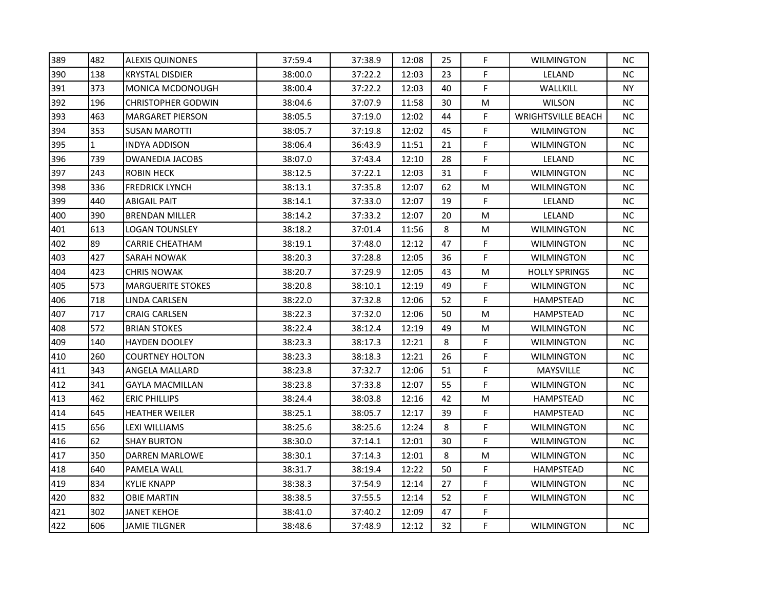| | | | | | | | | | |
|---|---|---|---|---|---|---|---|---|---|
| 389 | 482 | ALEXIS QUINONES | 37:59.4 | 37:38.9 | 12:08 | 25 | F | WILMINGTON | NC |
| 390 | 138 | KRYSTAL DISDIER | 38:00.0 | 37:22.2 | 12:03 | 23 | F | LELAND | NC |
| 391 | 373 | MONICA MCDONOUGH | 38:00.4 | 37:22.2 | 12:03 | 40 | F | WALLKILL | NY |
| 392 | 196 | CHRISTOPHER GODWIN | 38:04.6 | 37:07.9 | 11:58 | 30 | M | WILSON | NC |
| 393 | 463 | MARGARET PIERSON | 38:05.5 | 37:19.0 | 12:02 | 44 | F | WRIGHTSVILLE BEACH | NC |
| 394 | 353 | SUSAN MAROTTI | 38:05.7 | 37:19.8 | 12:02 | 45 | F | WILMINGTON | NC |
| 395 | 1 | INDYA ADDISON | 38:06.4 | 36:43.9 | 11:51 | 21 | F | WILMINGTON | NC |
| 396 | 739 | DWANEDIA JACOBS | 38:07.0 | 37:43.4 | 12:10 | 28 | F | LELAND | NC |
| 397 | 243 | ROBIN HECK | 38:12.5 | 37:22.1 | 12:03 | 31 | F | WILMINGTON | NC |
| 398 | 336 | FREDRICK LYNCH | 38:13.1 | 37:35.8 | 12:07 | 62 | M | WILMINGTON | NC |
| 399 | 440 | ABIGAIL PAIT | 38:14.1 | 37:33.0 | 12:07 | 19 | F | LELAND | NC |
| 400 | 390 | BRENDAN MILLER | 38:14.2 | 37:33.2 | 12:07 | 20 | M | LELAND | NC |
| 401 | 613 | LOGAN TOUNSLEY | 38:18.2 | 37:01.4 | 11:56 | 8 | M | WILMINGTON | NC |
| 402 | 89 | CARRIE CHEATHAM | 38:19.1 | 37:48.0 | 12:12 | 47 | F | WILMINGTON | NC |
| 403 | 427 | SARAH NOWAK | 38:20.3 | 37:28.8 | 12:05 | 36 | F | WILMINGTON | NC |
| 404 | 423 | CHRIS NOWAK | 38:20.7 | 37:29.9 | 12:05 | 43 | M | HOLLY SPRINGS | NC |
| 405 | 573 | MARGUERITE STOKES | 38:20.8 | 38:10.1 | 12:19 | 49 | F | WILMINGTON | NC |
| 406 | 718 | LINDA CARLSEN | 38:22.0 | 37:32.8 | 12:06 | 52 | F | HAMPSTEAD | NC |
| 407 | 717 | CRAIG CARLSEN | 38:22.3 | 37:32.0 | 12:06 | 50 | M | HAMPSTEAD | NC |
| 408 | 572 | BRIAN STOKES | 38:22.4 | 38:12.4 | 12:19 | 49 | M | WILMINGTON | NC |
| 409 | 140 | HAYDEN DOOLEY | 38:23.3 | 38:17.3 | 12:21 | 8 | F | WILMINGTON | NC |
| 410 | 260 | COURTNEY HOLTON | 38:23.3 | 38:18.3 | 12:21 | 26 | F | WILMINGTON | NC |
| 411 | 343 | ANGELA MALLARD | 38:23.8 | 37:32.7 | 12:06 | 51 | F | MAYSVILLE | NC |
| 412 | 341 | GAYLA MACMILLAN | 38:23.8 | 37:33.8 | 12:07 | 55 | F | WILMINGTON | NC |
| 413 | 462 | ERIC PHILLIPS | 38:24.4 | 38:03.8 | 12:16 | 42 | M | HAMPSTEAD | NC |
| 414 | 645 | HEATHER WEILER | 38:25.1 | 38:05.7 | 12:17 | 39 | F | HAMPSTEAD | NC |
| 415 | 656 | LEXI WILLIAMS | 38:25.6 | 38:25.6 | 12:24 | 8 | F | WILMINGTON | NC |
| 416 | 62 | SHAY BURTON | 38:30.0 | 37:14.1 | 12:01 | 30 | F | WILMINGTON | NC |
| 417 | 350 | DARREN MARLOWE | 38:30.1 | 37:14.3 | 12:01 | 8 | M | WILMINGTON | NC |
| 418 | 640 | PAMELA WALL | 38:31.7 | 38:19.4 | 12:22 | 50 | F | HAMPSTEAD | NC |
| 419 | 834 | KYLIE KNAPP | 38:38.3 | 37:54.9 | 12:14 | 27 | F | WILMINGTON | NC |
| 420 | 832 | OBIE MARTIN | 38:38.5 | 37:55.5 | 12:14 | 52 | F | WILMINGTON | NC |
| 421 | 302 | JANET KEHOE | 38:41.0 | 37:40.2 | 12:09 | 47 | F | | |
| 422 | 606 | JAMIE TILGNER | 38:48.6 | 37:48.9 | 12:12 | 32 | F | WILMINGTON | NC |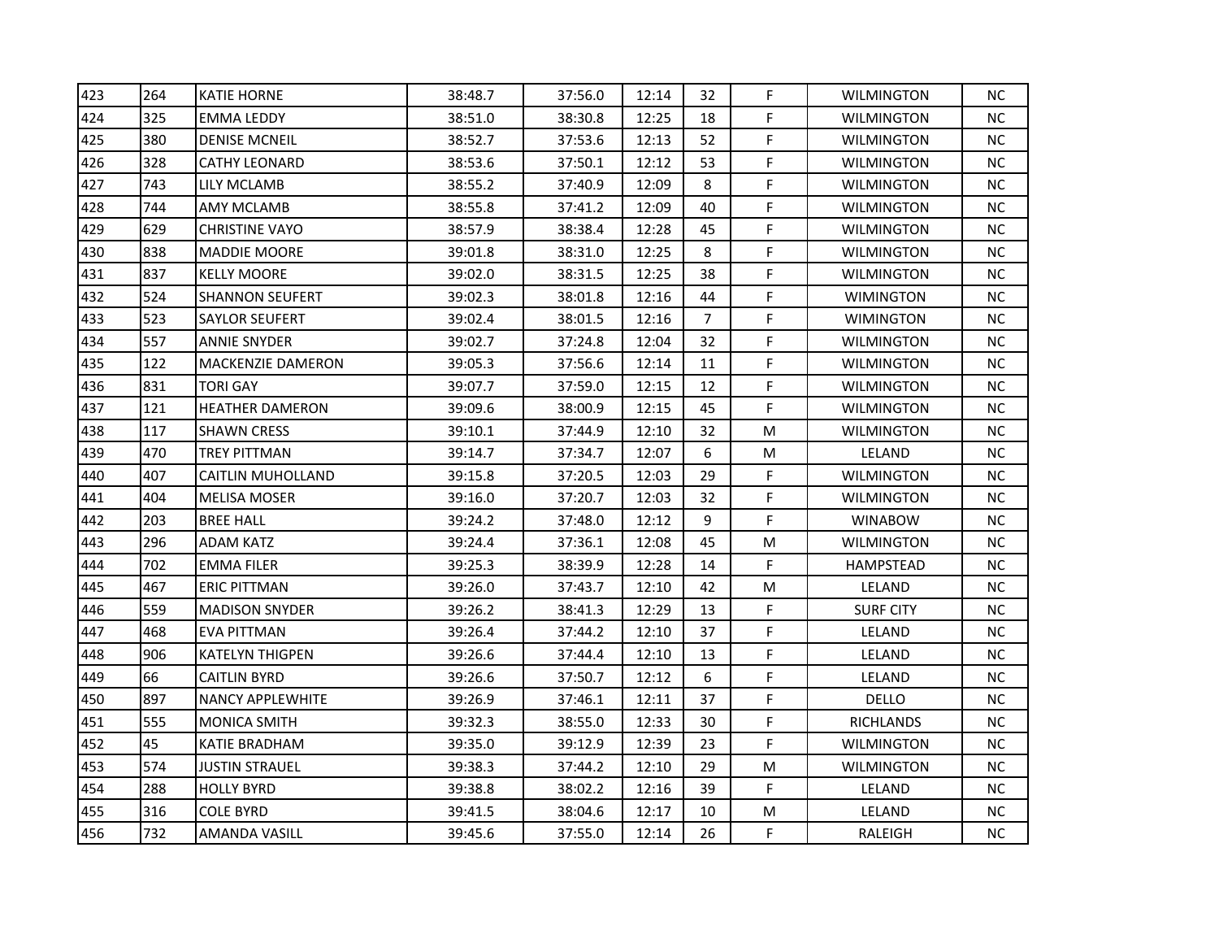| 423 | 264 | KATIE HORNE | 38:48.7 | 37:56.0 | 12:14 | 32 | F | WILMINGTON | NC |
|---|---|---|---|---|---|---|---|---|---|
| 424 | 325 | EMMA LEDDY | 38:51.0 | 38:30.8 | 12:25 | 18 | F | WILMINGTON | NC |
| 425 | 380 | DENISE MCNEIL | 38:52.7 | 37:53.6 | 12:13 | 52 | F | WILMINGTON | NC |
| 426 | 328 | CATHY LEONARD | 38:53.6 | 37:50.1 | 12:12 | 53 | F | WILMINGTON | NC |
| 427 | 743 | LILY MCLAMB | 38:55.2 | 37:40.9 | 12:09 | 8 | F | WILMINGTON | NC |
| 428 | 744 | AMY MCLAMB | 38:55.8 | 37:41.2 | 12:09 | 40 | F | WILMINGTON | NC |
| 429 | 629 | CHRISTINE VAYO | 38:57.9 | 38:38.4 | 12:28 | 45 | F | WILMINGTON | NC |
| 430 | 838 | MADDIE MOORE | 39:01.8 | 38:31.0 | 12:25 | 8 | F | WILMINGTON | NC |
| 431 | 837 | KELLY MOORE | 39:02.0 | 38:31.5 | 12:25 | 38 | F | WILMINGTON | NC |
| 432 | 524 | SHANNON SEUFERT | 39:02.3 | 38:01.8 | 12:16 | 44 | F | WIMINGTON | NC |
| 433 | 523 | SAYLOR SEUFERT | 39:02.4 | 38:01.5 | 12:16 | 7 | F | WIMINGTON | NC |
| 434 | 557 | ANNIE SNYDER | 39:02.7 | 37:24.8 | 12:04 | 32 | F | WILMINGTON | NC |
| 435 | 122 | MACKENZIE DAMERON | 39:05.3 | 37:56.6 | 12:14 | 11 | F | WILMINGTON | NC |
| 436 | 831 | TORI GAY | 39:07.7 | 37:59.0 | 12:15 | 12 | F | WILMINGTON | NC |
| 437 | 121 | HEATHER DAMERON | 39:09.6 | 38:00.9 | 12:15 | 45 | F | WILMINGTON | NC |
| 438 | 117 | SHAWN CRESS | 39:10.1 | 37:44.9 | 12:10 | 32 | M | WILMINGTON | NC |
| 439 | 470 | TREY PITTMAN | 39:14.7 | 37:34.7 | 12:07 | 6 | M | LELAND | NC |
| 440 | 407 | CAITLIN MUHOLLAND | 39:15.8 | 37:20.5 | 12:03 | 29 | F | WILMINGTON | NC |
| 441 | 404 | MELISA MOSER | 39:16.0 | 37:20.7 | 12:03 | 32 | F | WILMINGTON | NC |
| 442 | 203 | BREE HALL | 39:24.2 | 37:48.0 | 12:12 | 9 | F | WINABOW | NC |
| 443 | 296 | ADAM KATZ | 39:24.4 | 37:36.1 | 12:08 | 45 | M | WILMINGTON | NC |
| 444 | 702 | EMMA FILER | 39:25.3 | 38:39.9 | 12:28 | 14 | F | HAMPSTEAD | NC |
| 445 | 467 | ERIC PITTMAN | 39:26.0 | 37:43.7 | 12:10 | 42 | M | LELAND | NC |
| 446 | 559 | MADISON SNYDER | 39:26.2 | 38:41.3 | 12:29 | 13 | F | SURF CITY | NC |
| 447 | 468 | EVA PITTMAN | 39:26.4 | 37:44.2 | 12:10 | 37 | F | LELAND | NC |
| 448 | 906 | KATELYN THIGPEN | 39:26.6 | 37:44.4 | 12:10 | 13 | F | LELAND | NC |
| 449 | 66 | CAITLIN BYRD | 39:26.6 | 37:50.7 | 12:12 | 6 | F | LELAND | NC |
| 450 | 897 | NANCY APPLEWHITE | 39:26.9 | 37:46.1 | 12:11 | 37 | F | DELLO | NC |
| 451 | 555 | MONICA SMITH | 39:32.3 | 38:55.0 | 12:33 | 30 | F | RICHLANDS | NC |
| 452 | 45 | KATIE BRADHAM | 39:35.0 | 39:12.9 | 12:39 | 23 | F | WILMINGTON | NC |
| 453 | 574 | JUSTIN STRAUEL | 39:38.3 | 37:44.2 | 12:10 | 29 | M | WILMINGTON | NC |
| 454 | 288 | HOLLY BYRD | 39:38.8 | 38:02.2 | 12:16 | 39 | F | LELAND | NC |
| 455 | 316 | COLE BYRD | 39:41.5 | 38:04.6 | 12:17 | 10 | M | LELAND | NC |
| 456 | 732 | AMANDA VASILL | 39:45.6 | 37:55.0 | 12:14 | 26 | F | RALEIGH | NC |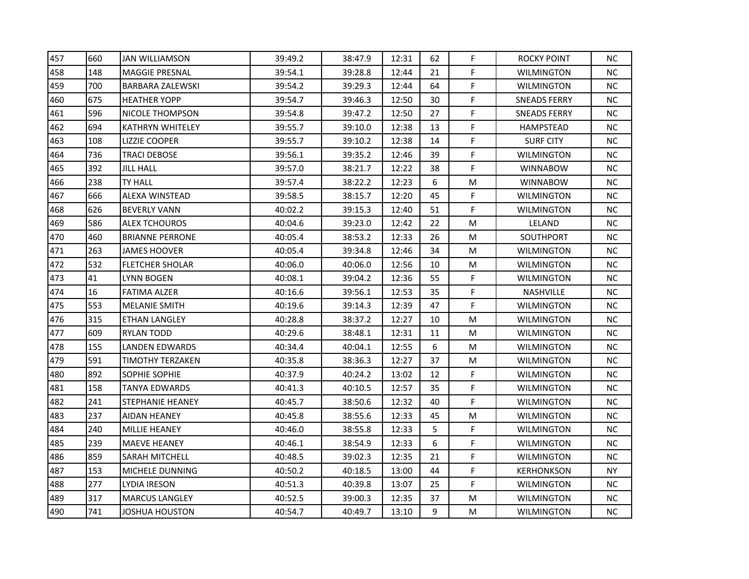| 457 | 660 | JAN WILLIAMSON | 39:49.2 | 38:47.9 | 12:31 | 62 | F | ROCKY POINT | NC |
|---|---|---|---|---|---|---|---|---|---|
| 458 | 148 | MAGGIE PRESNAL | 39:54.1 | 39:28.8 | 12:44 | 21 | F | WILMINGTON | NC |
| 459 | 700 | BARBARA ZALEWSKI | 39:54.2 | 39:29.3 | 12:44 | 64 | F | WILMINGTON | NC |
| 460 | 675 | HEATHER YOPP | 39:54.7 | 39:46.3 | 12:50 | 30 | F | SNEADS FERRY | NC |
| 461 | 596 | NICOLE THOMPSON | 39:54.8 | 39:47.2 | 12:50 | 27 | F | SNEADS FERRY | NC |
| 462 | 694 | KATHRYN WHITELEY | 39:55.7 | 39:10.0 | 12:38 | 13 | F | HAMPSTEAD | NC |
| 463 | 108 | LIZZIE COOPER | 39:55.7 | 39:10.2 | 12:38 | 14 | F | SURF CITY | NC |
| 464 | 736 | TRACI DEBOSE | 39:56.1 | 39:35.2 | 12:46 | 39 | F | WILMINGTON | NC |
| 465 | 392 | JILL HALL | 39:57.0 | 38:21.7 | 12:22 | 38 | F | WINNABOW | NC |
| 466 | 238 | TY HALL | 39:57.4 | 38:22.2 | 12:23 | 6 | M | WINNABOW | NC |
| 467 | 666 | ALEXA WINSTEAD | 39:58.5 | 38:15.7 | 12:20 | 45 | F | WILMINGTON | NC |
| 468 | 626 | BEVERLY VANN | 40:02.2 | 39:15.3 | 12:40 | 51 | F | WILMINGTON | NC |
| 469 | 586 | ALEX TCHOUROS | 40:04.6 | 39:23.0 | 12:42 | 22 | M | LELAND | NC |
| 470 | 460 | BRIANNE PERRONE | 40:05.4 | 38:53.2 | 12:33 | 26 | M | SOUTHPORT | NC |
| 471 | 263 | JAMES HOOVER | 40:05.4 | 39:34.8 | 12:46 | 34 | M | WILMINGTON | NC |
| 472 | 532 | FLETCHER SHOLAR | 40:06.0 | 40:06.0 | 12:56 | 10 | M | WILMINGTON | NC |
| 473 | 41 | LYNN BOGEN | 40:08.1 | 39:04.2 | 12:36 | 55 | F | WILMINGTON | NC |
| 474 | 16 | FATIMA ALZER | 40:16.6 | 39:56.1 | 12:53 | 35 | F | NASHVILLE | NC |
| 475 | 553 | MELANIE SMITH | 40:19.6 | 39:14.3 | 12:39 | 47 | F | WILMINGTON | NC |
| 476 | 315 | ETHAN LANGLEY | 40:28.8 | 38:37.2 | 12:27 | 10 | M | WILMINGTON | NC |
| 477 | 609 | RYLAN TODD | 40:29.6 | 38:48.1 | 12:31 | 11 | M | WILMINGTON | NC |
| 478 | 155 | LANDEN EDWARDS | 40:34.4 | 40:04.1 | 12:55 | 6 | M | WILMINGTON | NC |
| 479 | 591 | TIMOTHY TERZAKEN | 40:35.8 | 38:36.3 | 12:27 | 37 | M | WILMINGTON | NC |
| 480 | 892 | SOPHIE SOPHIE | 40:37.9 | 40:24.2 | 13:02 | 12 | F | WILMINGTON | NC |
| 481 | 158 | TANYA EDWARDS | 40:41.3 | 40:10.5 | 12:57 | 35 | F | WILMINGTON | NC |
| 482 | 241 | STEPHANIE HEANEY | 40:45.7 | 38:50.6 | 12:32 | 40 | F | WILMINGTON | NC |
| 483 | 237 | AIDAN HEANEY | 40:45.8 | 38:55.6 | 12:33 | 45 | M | WILMINGTON | NC |
| 484 | 240 | MILLIE HEANEY | 40:46.0 | 38:55.8 | 12:33 | 5 | F | WILMINGTON | NC |
| 485 | 239 | MAEVE HEANEY | 40:46.1 | 38:54.9 | 12:33 | 6 | F | WILMINGTON | NC |
| 486 | 859 | SARAH MITCHELL | 40:48.5 | 39:02.3 | 12:35 | 21 | F | WILMINGTON | NC |
| 487 | 153 | MICHELE DUNNING | 40:50.2 | 40:18.5 | 13:00 | 44 | F | KERHONKSON | NY |
| 488 | 277 | LYDIA IRESON | 40:51.3 | 40:39.8 | 13:07 | 25 | F | WILMINGTON | NC |
| 489 | 317 | MARCUS LANGLEY | 40:52.5 | 39:00.3 | 12:35 | 37 | M | WILMINGTON | NC |
| 490 | 741 | JOSHUA HOUSTON | 40:54.7 | 40:49.7 | 13:10 | 9 | M | WILMINGTON | NC |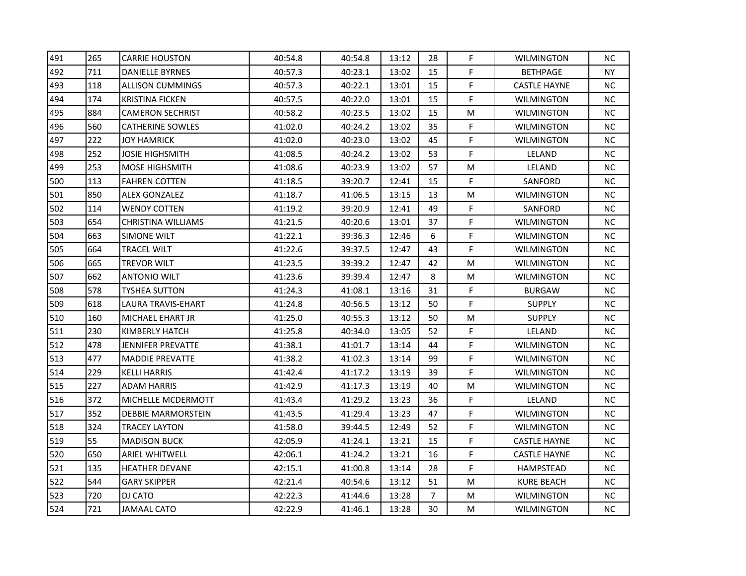| | | | | | | | | | |
|---|---|---|---|---|---|---|---|---|---|
| 491 | 265 | CARRIE HOUSTON | 40:54.8 | 40:54.8 | 13:12 | 28 | F | WILMINGTON | NC |
| 492 | 711 | DANIELLE BYRNES | 40:57.3 | 40:23.1 | 13:02 | 15 | F | BETHPAGE | NY |
| 493 | 118 | ALLISON CUMMINGS | 40:57.3 | 40:22.1 | 13:01 | 15 | F | CASTLE HAYNE | NC |
| 494 | 174 | KRISTINA FICKEN | 40:57.5 | 40:22.0 | 13:01 | 15 | F | WILMINGTON | NC |
| 495 | 884 | CAMERON SECHRIST | 40:58.2 | 40:23.5 | 13:02 | 15 | M | WILMINGTON | NC |
| 496 | 560 | CATHERINE SOWLES | 41:02.0 | 40:24.2 | 13:02 | 35 | F | WILMINGTON | NC |
| 497 | 222 | JOY HAMRICK | 41:02.0 | 40:23.0 | 13:02 | 45 | F | WILMINGTON | NC |
| 498 | 252 | JOSIE HIGHSMITH | 41:08.5 | 40:24.2 | 13:02 | 53 | F | LELAND | NC |
| 499 | 253 | MOSE HIGHSMITH | 41:08.6 | 40:23.9 | 13:02 | 57 | M | LELAND | NC |
| 500 | 113 | FAHREN COTTEN | 41:18.5 | 39:20.7 | 12:41 | 15 | F | SANFORD | NC |
| 501 | 850 | ALEX GONZALEZ | 41:18.7 | 41:06.5 | 13:15 | 13 | M | WILMINGTON | NC |
| 502 | 114 | WENDY COTTEN | 41:19.2 | 39:20.9 | 12:41 | 49 | F | SANFORD | NC |
| 503 | 654 | CHRISTINA WILLIAMS | 41:21.5 | 40:20.6 | 13:01 | 37 | F | WILMINGTON | NC |
| 504 | 663 | SIMONE WILT | 41:22.1 | 39:36.3 | 12:46 | 6 | F | WILMINGTON | NC |
| 505 | 664 | TRACEL WILT | 41:22.6 | 39:37.5 | 12:47 | 43 | F | WILMINGTON | NC |
| 506 | 665 | TREVOR WILT | 41:23.5 | 39:39.2 | 12:47 | 42 | M | WILMINGTON | NC |
| 507 | 662 | ANTONIO WILT | 41:23.6 | 39:39.4 | 12:47 | 8 | M | WILMINGTON | NC |
| 508 | 578 | TYSHEA SUTTON | 41:24.3 | 41:08.1 | 13:16 | 31 | F | BURGAW | NC |
| 509 | 618 | LAURA TRAVIS-EHART | 41:24.8 | 40:56.5 | 13:12 | 50 | F | SUPPLY | NC |
| 510 | 160 | MICHAEL EHART JR | 41:25.0 | 40:55.3 | 13:12 | 50 | M | SUPPLY | NC |
| 511 | 230 | KIMBERLY HATCH | 41:25.8 | 40:34.0 | 13:05 | 52 | F | LELAND | NC |
| 512 | 478 | JENNIFER PREVATTE | 41:38.1 | 41:01.7 | 13:14 | 44 | F | WILMINGTON | NC |
| 513 | 477 | MADDIE PREVATTE | 41:38.2 | 41:02.3 | 13:14 | 99 | F | WILMINGTON | NC |
| 514 | 229 | KELLI HARRIS | 41:42.4 | 41:17.2 | 13:19 | 39 | F | WILMINGTON | NC |
| 515 | 227 | ADAM HARRIS | 41:42.9 | 41:17.3 | 13:19 | 40 | M | WILMINGTON | NC |
| 516 | 372 | MICHELLE MCDERMOTT | 41:43.4 | 41:29.2 | 13:23 | 36 | F | LELAND | NC |
| 517 | 352 | DEBBIE MARMORSTEIN | 41:43.5 | 41:29.4 | 13:23 | 47 | F | WILMINGTON | NC |
| 518 | 324 | TRACEY LAYTON | 41:58.0 | 39:44.5 | 12:49 | 52 | F | WILMINGTON | NC |
| 519 | 55 | MADISON BUCK | 42:05.9 | 41:24.1 | 13:21 | 15 | F | CASTLE HAYNE | NC |
| 520 | 650 | ARIEL WHITWELL | 42:06.1 | 41:24.2 | 13:21 | 16 | F | CASTLE HAYNE | NC |
| 521 | 135 | HEATHER DEVANE | 42:15.1 | 41:00.8 | 13:14 | 28 | F | HAMPSTEAD | NC |
| 522 | 544 | GARY SKIPPER | 42:21.4 | 40:54.6 | 13:12 | 51 | M | KURE BEACH | NC |
| 523 | 720 | DJ CATO | 42:22.3 | 41:44.6 | 13:28 | 7 | M | WILMINGTON | NC |
| 524 | 721 | JAMAAL CATO | 42:22.9 | 41:46.1 | 13:28 | 30 | M | WILMINGTON | NC |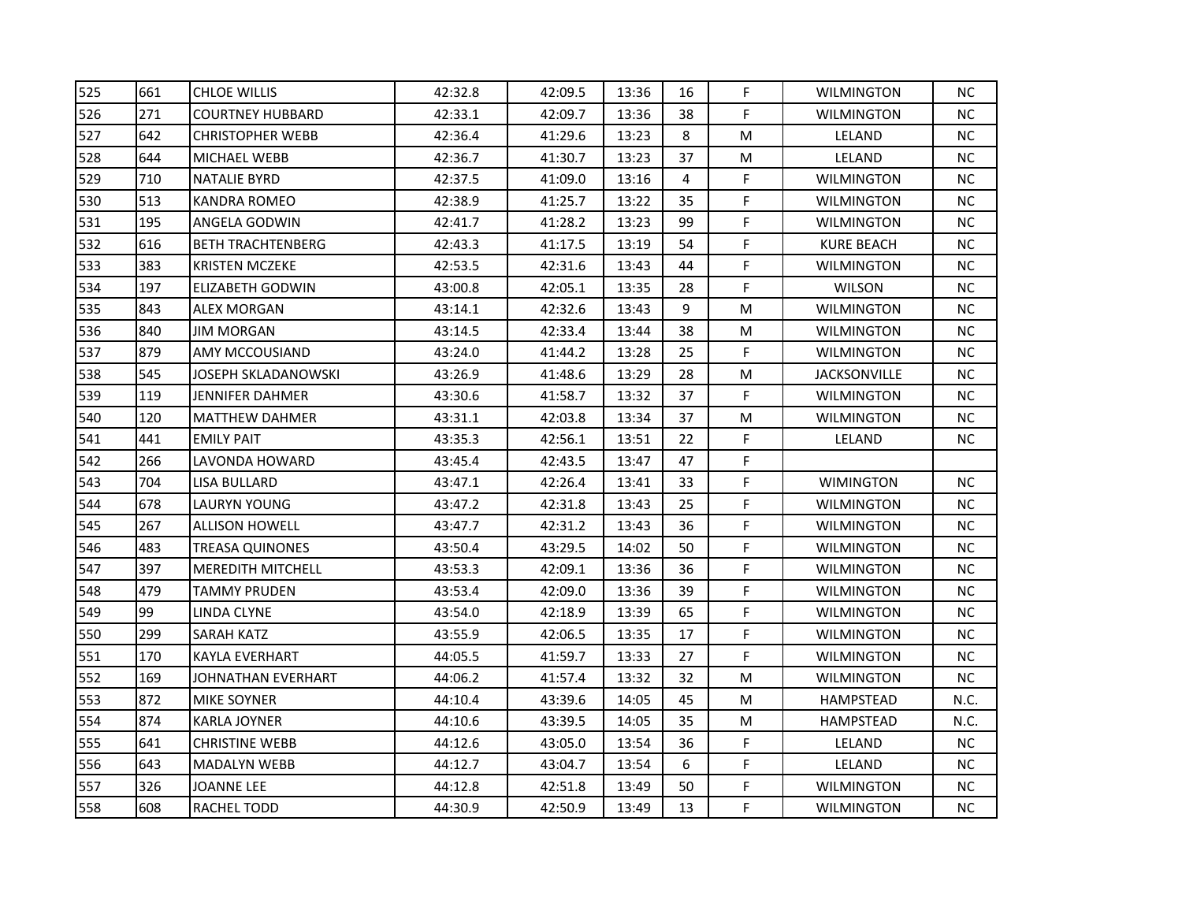| 525 | 661 | CHLOE WILLIS | 42:32.8 | 42:09.5 | 13:36 | 16 | F | WILMINGTON | NC |
|---|---|---|---|---|---|---|---|---|---|
| 526 | 271 | COURTNEY HUBBARD | 42:33.1 | 42:09.7 | 13:36 | 38 | F | WILMINGTON | NC |
| 527 | 642 | CHRISTOPHER WEBB | 42:36.4 | 41:29.6 | 13:23 | 8 | M | LELAND | NC |
| 528 | 644 | MICHAEL WEBB | 42:36.7 | 41:30.7 | 13:23 | 37 | M | LELAND | NC |
| 529 | 710 | NATALIE BYRD | 42:37.5 | 41:09.0 | 13:16 | 4 | F | WILMINGTON | NC |
| 530 | 513 | KANDRA ROMEO | 42:38.9 | 41:25.7 | 13:22 | 35 | F | WILMINGTON | NC |
| 531 | 195 | ANGELA GODWIN | 42:41.7 | 41:28.2 | 13:23 | 99 | F | WILMINGTON | NC |
| 532 | 616 | BETH TRACHTENBERG | 42:43.3 | 41:17.5 | 13:19 | 54 | F | KURE BEACH | NC |
| 533 | 383 | KRISTEN MCZEKE | 42:53.5 | 42:31.6 | 13:43 | 44 | F | WILMINGTON | NC |
| 534 | 197 | ELIZABETH GODWIN | 43:00.8 | 42:05.1 | 13:35 | 28 | F | WILSON | NC |
| 535 | 843 | ALEX MORGAN | 43:14.1 | 42:32.6 | 13:43 | 9 | M | WILMINGTON | NC |
| 536 | 840 | JIM MORGAN | 43:14.5 | 42:33.4 | 13:44 | 38 | M | WILMINGTON | NC |
| 537 | 879 | AMY MCCOUSIAND | 43:24.0 | 41:44.2 | 13:28 | 25 | F | WILMINGTON | NC |
| 538 | 545 | JOSEPH SKLADANOWSKI | 43:26.9 | 41:48.6 | 13:29 | 28 | M | JACKSONVILLE | NC |
| 539 | 119 | JENNIFER DAHMER | 43:30.6 | 41:58.7 | 13:32 | 37 | F | WILMINGTON | NC |
| 540 | 120 | MATTHEW DAHMER | 43:31.1 | 42:03.8 | 13:34 | 37 | M | WILMINGTON | NC |
| 541 | 441 | EMILY PAIT | 43:35.3 | 42:56.1 | 13:51 | 22 | F | LELAND | NC |
| 542 | 266 | LAVONDA HOWARD | 43:45.4 | 42:43.5 | 13:47 | 47 | F | | |
| 543 | 704 | LISA BULLARD | 43:47.1 | 42:26.4 | 13:41 | 33 | F | WIMINGTON | NC |
| 544 | 678 | LAURYN YOUNG | 43:47.2 | 42:31.8 | 13:43 | 25 | F | WILMINGTON | NC |
| 545 | 267 | ALLISON HOWELL | 43:47.7 | 42:31.2 | 13:43 | 36 | F | WILMINGTON | NC |
| 546 | 483 | TREASA QUINONES | 43:50.4 | 43:29.5 | 14:02 | 50 | F | WILMINGTON | NC |
| 547 | 397 | MEREDITH MITCHELL | 43:53.3 | 42:09.1 | 13:36 | 36 | F | WILMINGTON | NC |
| 548 | 479 | TAMMY PRUDEN | 43:53.4 | 42:09.0 | 13:36 | 39 | F | WILMINGTON | NC |
| 549 | 99 | LINDA CLYNE | 43:54.0 | 42:18.9 | 13:39 | 65 | F | WILMINGTON | NC |
| 550 | 299 | SARAH KATZ | 43:55.9 | 42:06.5 | 13:35 | 17 | F | WILMINGTON | NC |
| 551 | 170 | KAYLA EVERHART | 44:05.5 | 41:59.7 | 13:33 | 27 | F | WILMINGTON | NC |
| 552 | 169 | JOHNATHAN EVERHART | 44:06.2 | 41:57.4 | 13:32 | 32 | M | WILMINGTON | NC |
| 553 | 872 | MIKE SOYNER | 44:10.4 | 43:39.6 | 14:05 | 45 | M | HAMPSTEAD | N.C. |
| 554 | 874 | KARLA JOYNER | 44:10.6 | 43:39.5 | 14:05 | 35 | M | HAMPSTEAD | N.C. |
| 555 | 641 | CHRISTINE WEBB | 44:12.6 | 43:05.0 | 13:54 | 36 | F | LELAND | NC |
| 556 | 643 | MADALYN WEBB | 44:12.7 | 43:04.7 | 13:54 | 6 | F | LELAND | NC |
| 557 | 326 | JOANNE LEE | 44:12.8 | 42:51.8 | 13:49 | 50 | F | WILMINGTON | NC |
| 558 | 608 | RACHEL TODD | 44:30.9 | 42:50.9 | 13:49 | 13 | F | WILMINGTON | NC |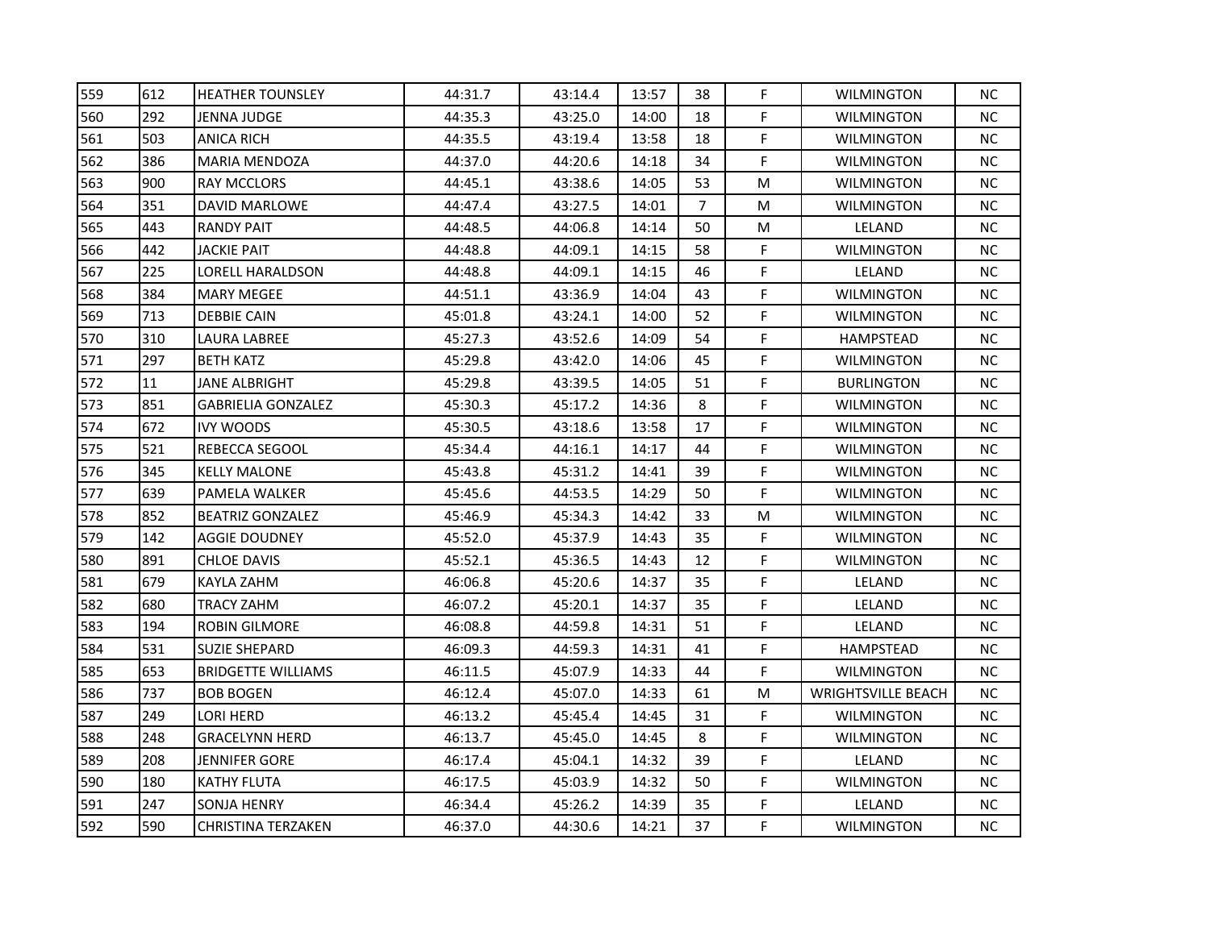| | | | | | | | | | |
|---|---|---|---|---|---|---|---|---|---|
| 559 | 612 | HEATHER TOUNSLEY | 44:31.7 | 43:14.4 | 13:57 | 38 | F | WILMINGTON | NC |
| 560 | 292 | JENNA JUDGE | 44:35.3 | 43:25.0 | 14:00 | 18 | F | WILMINGTON | NC |
| 561 | 503 | ANICA RICH | 44:35.5 | 43:19.4 | 13:58 | 18 | F | WILMINGTON | NC |
| 562 | 386 | MARIA MENDOZA | 44:37.0 | 44:20.6 | 14:18 | 34 | F | WILMINGTON | NC |
| 563 | 900 | RAY MCCLORS | 44:45.1 | 43:38.6 | 14:05 | 53 | M | WILMINGTON | NC |
| 564 | 351 | DAVID MARLOWE | 44:47.4 | 43:27.5 | 14:01 | 7 | M | WILMINGTON | NC |
| 565 | 443 | RANDY PAIT | 44:48.5 | 44:06.8 | 14:14 | 50 | M | LELAND | NC |
| 566 | 442 | JACKIE PAIT | 44:48.8 | 44:09.1 | 14:15 | 58 | F | WILMINGTON | NC |
| 567 | 225 | LORELL HARALDSON | 44:48.8 | 44:09.1 | 14:15 | 46 | F | LELAND | NC |
| 568 | 384 | MARY MEGEE | 44:51.1 | 43:36.9 | 14:04 | 43 | F | WILMINGTON | NC |
| 569 | 713 | DEBBIE CAIN | 45:01.8 | 43:24.1 | 14:00 | 52 | F | WILMINGTON | NC |
| 570 | 310 | LAURA LABREE | 45:27.3 | 43:52.6 | 14:09 | 54 | F | HAMPSTEAD | NC |
| 571 | 297 | BETH KATZ | 45:29.8 | 43:42.0 | 14:06 | 45 | F | WILMINGTON | NC |
| 572 | 11 | JANE ALBRIGHT | 45:29.8 | 43:39.5 | 14:05 | 51 | F | BURLINGTON | NC |
| 573 | 851 | GABRIELIA GONZALEZ | 45:30.3 | 45:17.2 | 14:36 | 8 | F | WILMINGTON | NC |
| 574 | 672 | IVY WOODS | 45:30.5 | 43:18.6 | 13:58 | 17 | F | WILMINGTON | NC |
| 575 | 521 | REBECCA SEGOOL | 45:34.4 | 44:16.1 | 14:17 | 44 | F | WILMINGTON | NC |
| 576 | 345 | KELLY MALONE | 45:43.8 | 45:31.2 | 14:41 | 39 | F | WILMINGTON | NC |
| 577 | 639 | PAMELA WALKER | 45:45.6 | 44:53.5 | 14:29 | 50 | F | WILMINGTON | NC |
| 578 | 852 | BEATRIZ GONZALEZ | 45:46.9 | 45:34.3 | 14:42 | 33 | M | WILMINGTON | NC |
| 579 | 142 | AGGIE DOUDNEY | 45:52.0 | 45:37.9 | 14:43 | 35 | F | WILMINGTON | NC |
| 580 | 891 | CHLOE DAVIS | 45:52.1 | 45:36.5 | 14:43 | 12 | F | WILMINGTON | NC |
| 581 | 679 | KAYLA ZAHM | 46:06.8 | 45:20.6 | 14:37 | 35 | F | LELAND | NC |
| 582 | 680 | TRACY ZAHM | 46:07.2 | 45:20.1 | 14:37 | 35 | F | LELAND | NC |
| 583 | 194 | ROBIN GILMORE | 46:08.8 | 44:59.8 | 14:31 | 51 | F | LELAND | NC |
| 584 | 531 | SUZIE SHEPARD | 46:09.3 | 44:59.3 | 14:31 | 41 | F | HAMPSTEAD | NC |
| 585 | 653 | BRIDGETTE WILLIAMS | 46:11.5 | 45:07.9 | 14:33 | 44 | F | WILMINGTON | NC |
| 586 | 737 | BOB BOGEN | 46:12.4 | 45:07.0 | 14:33 | 61 | M | WRIGHTSVILLE BEACH | NC |
| 587 | 249 | LORI HERD | 46:13.2 | 45:45.4 | 14:45 | 31 | F | WILMINGTON | NC |
| 588 | 248 | GRACELYNN HERD | 46:13.7 | 45:45.0 | 14:45 | 8 | F | WILMINGTON | NC |
| 589 | 208 | JENNIFER GORE | 46:17.4 | 45:04.1 | 14:32 | 39 | F | LELAND | NC |
| 590 | 180 | KATHY FLUTA | 46:17.5 | 45:03.9 | 14:32 | 50 | F | WILMINGTON | NC |
| 591 | 247 | SONJA HENRY | 46:34.4 | 45:26.2 | 14:39 | 35 | F | LELAND | NC |
| 592 | 590 | CHRISTINA TERZAKEN | 46:37.0 | 44:30.6 | 14:21 | 37 | F | WILMINGTON | NC |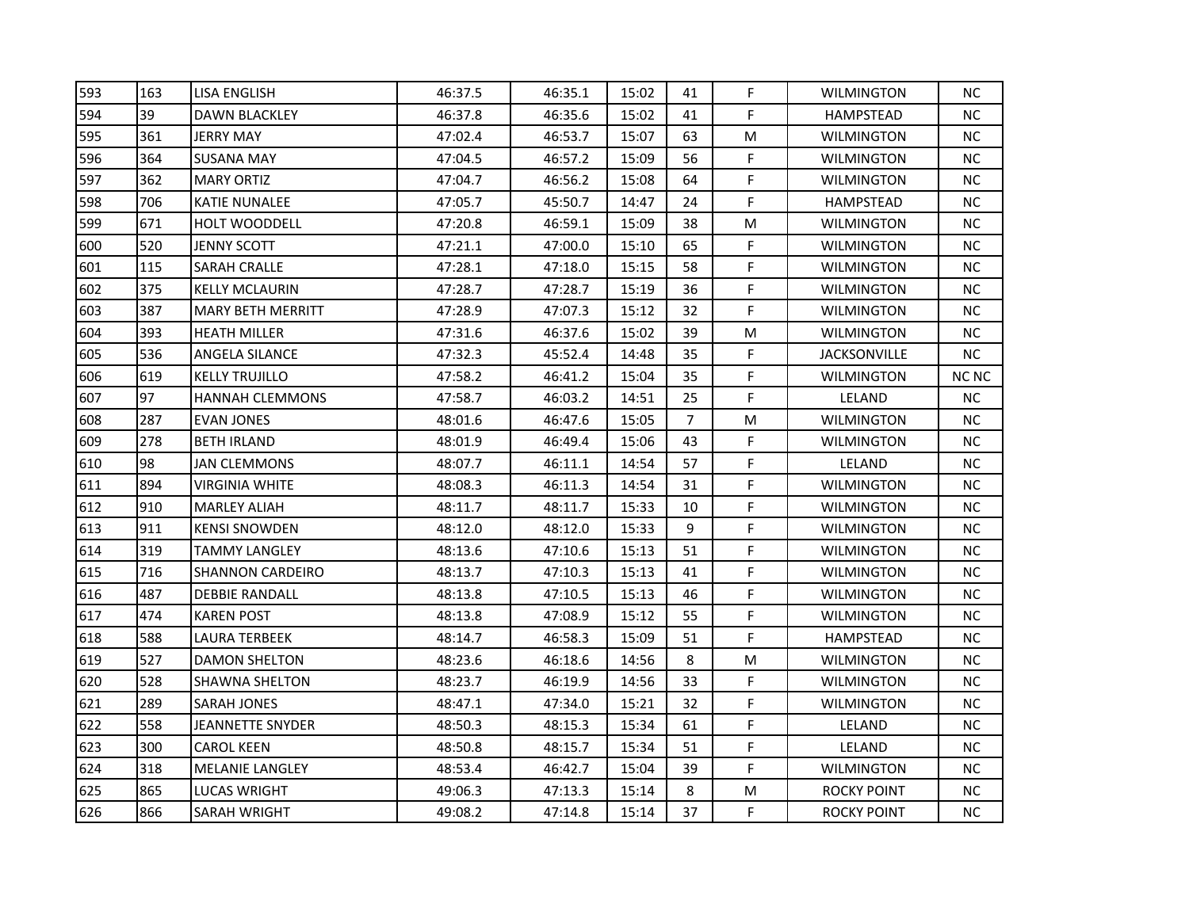| | | | | | | | | | |
|---|---|---|---|---|---|---|---|---|---|
| 593 | 163 | LISA ENGLISH | 46:37.5 | 46:35.1 | 15:02 | 41 | F | WILMINGTON | NC |
| 594 | 39 | DAWN BLACKLEY | 46:37.8 | 46:35.6 | 15:02 | 41 | F | HAMPSTEAD | NC |
| 595 | 361 | JERRY MAY | 47:02.4 | 46:53.7 | 15:07 | 63 | M | WILMINGTON | NC |
| 596 | 364 | SUSANA MAY | 47:04.5 | 46:57.2 | 15:09 | 56 | F | WILMINGTON | NC |
| 597 | 362 | MARY ORTIZ | 47:04.7 | 46:56.2 | 15:08 | 64 | F | WILMINGTON | NC |
| 598 | 706 | KATIE NUNALEE | 47:05.7 | 45:50.7 | 14:47 | 24 | F | HAMPSTEAD | NC |
| 599 | 671 | HOLT WOODDELL | 47:20.8 | 46:59.1 | 15:09 | 38 | M | WILMINGTON | NC |
| 600 | 520 | JENNY SCOTT | 47:21.1 | 47:00.0 | 15:10 | 65 | F | WILMINGTON | NC |
| 601 | 115 | SARAH CRALLE | 47:28.1 | 47:18.0 | 15:15 | 58 | F | WILMINGTON | NC |
| 602 | 375 | KELLY MCLAURIN | 47:28.7 | 47:28.7 | 15:19 | 36 | F | WILMINGTON | NC |
| 603 | 387 | MARY BETH MERRITT | 47:28.9 | 47:07.3 | 15:12 | 32 | F | WILMINGTON | NC |
| 604 | 393 | HEATH MILLER | 47:31.6 | 46:37.6 | 15:02 | 39 | M | WILMINGTON | NC |
| 605 | 536 | ANGELA SILANCE | 47:32.3 | 45:52.4 | 14:48 | 35 | F | JACKSONVILLE | NC |
| 606 | 619 | KELLY TRUJILLO | 47:58.2 | 46:41.2 | 15:04 | 35 | F | WILMINGTON | NC NC |
| 607 | 97 | HANNAH CLEMMONS | 47:58.7 | 46:03.2 | 14:51 | 25 | F | LELAND | NC |
| 608 | 287 | EVAN JONES | 48:01.6 | 46:47.6 | 15:05 | 7 | M | WILMINGTON | NC |
| 609 | 278 | BETH IRLAND | 48:01.9 | 46:49.4 | 15:06 | 43 | F | WILMINGTON | NC |
| 610 | 98 | JAN CLEMMONS | 48:07.7 | 46:11.1 | 14:54 | 57 | F | LELAND | NC |
| 611 | 894 | VIRGINIA WHITE | 48:08.3 | 46:11.3 | 14:54 | 31 | F | WILMINGTON | NC |
| 612 | 910 | MARLEY ALIAH | 48:11.7 | 48:11.7 | 15:33 | 10 | F | WILMINGTON | NC |
| 613 | 911 | KENSI SNOWDEN | 48:12.0 | 48:12.0 | 15:33 | 9 | F | WILMINGTON | NC |
| 614 | 319 | TAMMY LANGLEY | 48:13.6 | 47:10.6 | 15:13 | 51 | F | WILMINGTON | NC |
| 615 | 716 | SHANNON CARDEIRO | 48:13.7 | 47:10.3 | 15:13 | 41 | F | WILMINGTON | NC |
| 616 | 487 | DEBBIE RANDALL | 48:13.8 | 47:10.5 | 15:13 | 46 | F | WILMINGTON | NC |
| 617 | 474 | KAREN POST | 48:13.8 | 47:08.9 | 15:12 | 55 | F | WILMINGTON | NC |
| 618 | 588 | LAURA TERBEEK | 48:14.7 | 46:58.3 | 15:09 | 51 | F | HAMPSTEAD | NC |
| 619 | 527 | DAMON SHELTON | 48:23.6 | 46:18.6 | 14:56 | 8 | M | WILMINGTON | NC |
| 620 | 528 | SHAWNA SHELTON | 48:23.7 | 46:19.9 | 14:56 | 33 | F | WILMINGTON | NC |
| 621 | 289 | SARAH JONES | 48:47.1 | 47:34.0 | 15:21 | 32 | F | WILMINGTON | NC |
| 622 | 558 | JEANNETTE SNYDER | 48:50.3 | 48:15.3 | 15:34 | 61 | F | LELAND | NC |
| 623 | 300 | CAROL KEEN | 48:50.8 | 48:15.7 | 15:34 | 51 | F | LELAND | NC |
| 624 | 318 | MELANIE LANGLEY | 48:53.4 | 46:42.7 | 15:04 | 39 | F | WILMINGTON | NC |
| 625 | 865 | LUCAS WRIGHT | 49:06.3 | 47:13.3 | 15:14 | 8 | M | ROCKY POINT | NC |
| 626 | 866 | SARAH WRIGHT | 49:08.2 | 47:14.8 | 15:14 | 37 | F | ROCKY POINT | NC |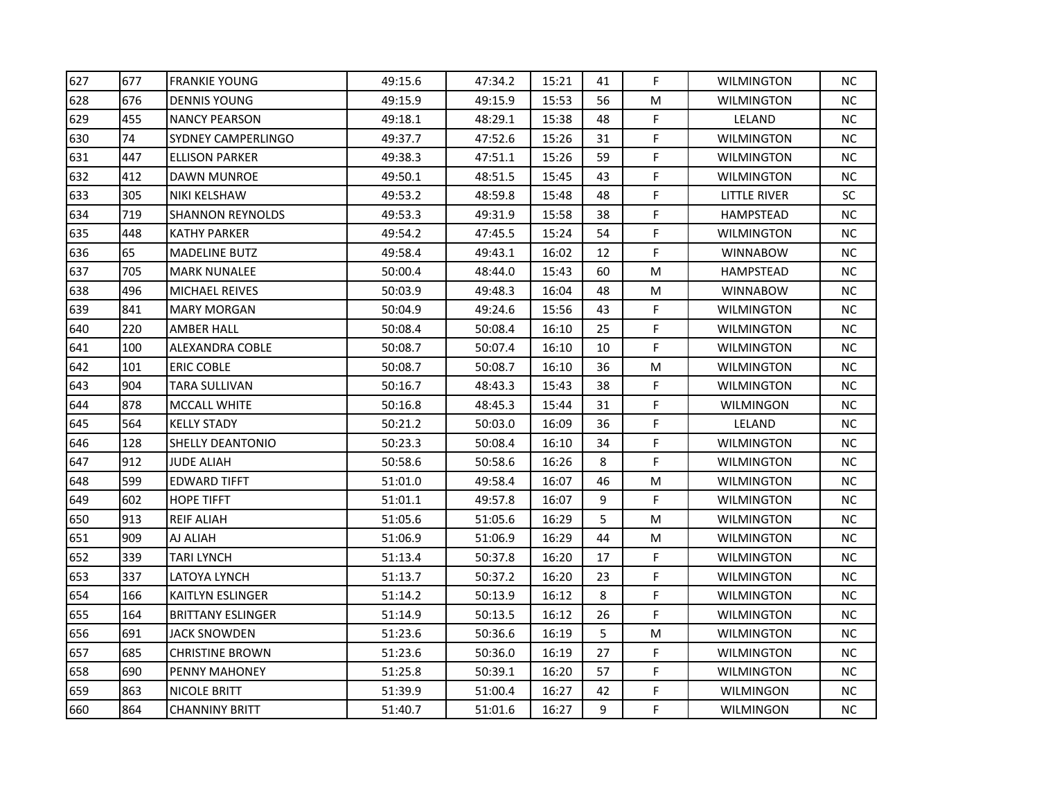| 627 | 677 | FRANKIE YOUNG | 49:15.6 | 47:34.2 | 15:21 | 41 | F | WILMINGTON | NC |
|---|---|---|---|---|---|---|---|---|---|
| 628 | 676 | DENNIS YOUNG | 49:15.9 | 49:15.9 | 15:53 | 56 | M | WILMINGTON | NC |
| 629 | 455 | NANCY PEARSON | 49:18.1 | 48:29.1 | 15:38 | 48 | F | LELAND | NC |
| 630 | 74 | SYDNEY CAMPERLINGO | 49:37.7 | 47:52.6 | 15:26 | 31 | F | WILMINGTON | NC |
| 631 | 447 | ELLISON PARKER | 49:38.3 | 47:51.1 | 15:26 | 59 | F | WILMINGTON | NC |
| 632 | 412 | DAWN MUNROE | 49:50.1 | 48:51.5 | 15:45 | 43 | F | WILMINGTON | NC |
| 633 | 305 | NIKI KELSHAW | 49:53.2 | 48:59.8 | 15:48 | 48 | F | LITTLE RIVER | SC |
| 634 | 719 | SHANNON REYNOLDS | 49:53.3 | 49:31.9 | 15:58 | 38 | F | HAMPSTEAD | NC |
| 635 | 448 | KATHY PARKER | 49:54.2 | 47:45.5 | 15:24 | 54 | F | WILMINGTON | NC |
| 636 | 65 | MADELINE BUTZ | 49:58.4 | 49:43.1 | 16:02 | 12 | F | WINNABOW | NC |
| 637 | 705 | MARK NUNALEE | 50:00.4 | 48:44.0 | 15:43 | 60 | M | HAMPSTEAD | NC |
| 638 | 496 | MICHAEL REIVES | 50:03.9 | 49:48.3 | 16:04 | 48 | M | WINNABOW | NC |
| 639 | 841 | MARY MORGAN | 50:04.9 | 49:24.6 | 15:56 | 43 | F | WILMINGTON | NC |
| 640 | 220 | AMBER HALL | 50:08.4 | 50:08.4 | 16:10 | 25 | F | WILMINGTON | NC |
| 641 | 100 | ALEXANDRA COBLE | 50:08.7 | 50:07.4 | 16:10 | 10 | F | WILMINGTON | NC |
| 642 | 101 | ERIC COBLE | 50:08.7 | 50:08.7 | 16:10 | 36 | M | WILMINGTON | NC |
| 643 | 904 | TARA SULLIVAN | 50:16.7 | 48:43.3 | 15:43 | 38 | F | WILMINGTON | NC |
| 644 | 878 | MCCALL WHITE | 50:16.8 | 48:45.3 | 15:44 | 31 | F | WILMINGON | NC |
| 645 | 564 | KELLY STADY | 50:21.2 | 50:03.0 | 16:09 | 36 | F | LELAND | NC |
| 646 | 128 | SHELLY DEANTONIO | 50:23.3 | 50:08.4 | 16:10 | 34 | F | WILMINGTON | NC |
| 647 | 912 | JUDE ALIAH | 50:58.6 | 50:58.6 | 16:26 | 8 | F | WILMINGTON | NC |
| 648 | 599 | EDWARD TIFFT | 51:01.0 | 49:58.4 | 16:07 | 46 | M | WILMINGTON | NC |
| 649 | 602 | HOPE TIFFT | 51:01.1 | 49:57.8 | 16:07 | 9 | F | WILMINGTON | NC |
| 650 | 913 | REIF ALIAH | 51:05.6 | 51:05.6 | 16:29 | 5 | M | WILMINGTON | NC |
| 651 | 909 | AJ ALIAH | 51:06.9 | 51:06.9 | 16:29 | 44 | M | WILMINGTON | NC |
| 652 | 339 | TARI LYNCH | 51:13.4 | 50:37.8 | 16:20 | 17 | F | WILMINGTON | NC |
| 653 | 337 | LATOYA LYNCH | 51:13.7 | 50:37.2 | 16:20 | 23 | F | WILMINGTON | NC |
| 654 | 166 | KAITLYN ESLINGER | 51:14.2 | 50:13.9 | 16:12 | 8 | F | WILMINGTON | NC |
| 655 | 164 | BRITTANY ESLINGER | 51:14.9 | 50:13.5 | 16:12 | 26 | F | WILMINGTON | NC |
| 656 | 691 | JACK SNOWDEN | 51:23.6 | 50:36.6 | 16:19 | 5 | M | WILMINGTON | NC |
| 657 | 685 | CHRISTINE BROWN | 51:23.6 | 50:36.0 | 16:19 | 27 | F | WILMINGTON | NC |
| 658 | 690 | PENNY MAHONEY | 51:25.8 | 50:39.1 | 16:20 | 57 | F | WILMINGTON | NC |
| 659 | 863 | NICOLE BRITT | 51:39.9 | 51:00.4 | 16:27 | 42 | F | WILMINGON | NC |
| 660 | 864 | CHANNINY BRITT | 51:40.7 | 51:01.6 | 16:27 | 9 | F | WILMINGON | NC |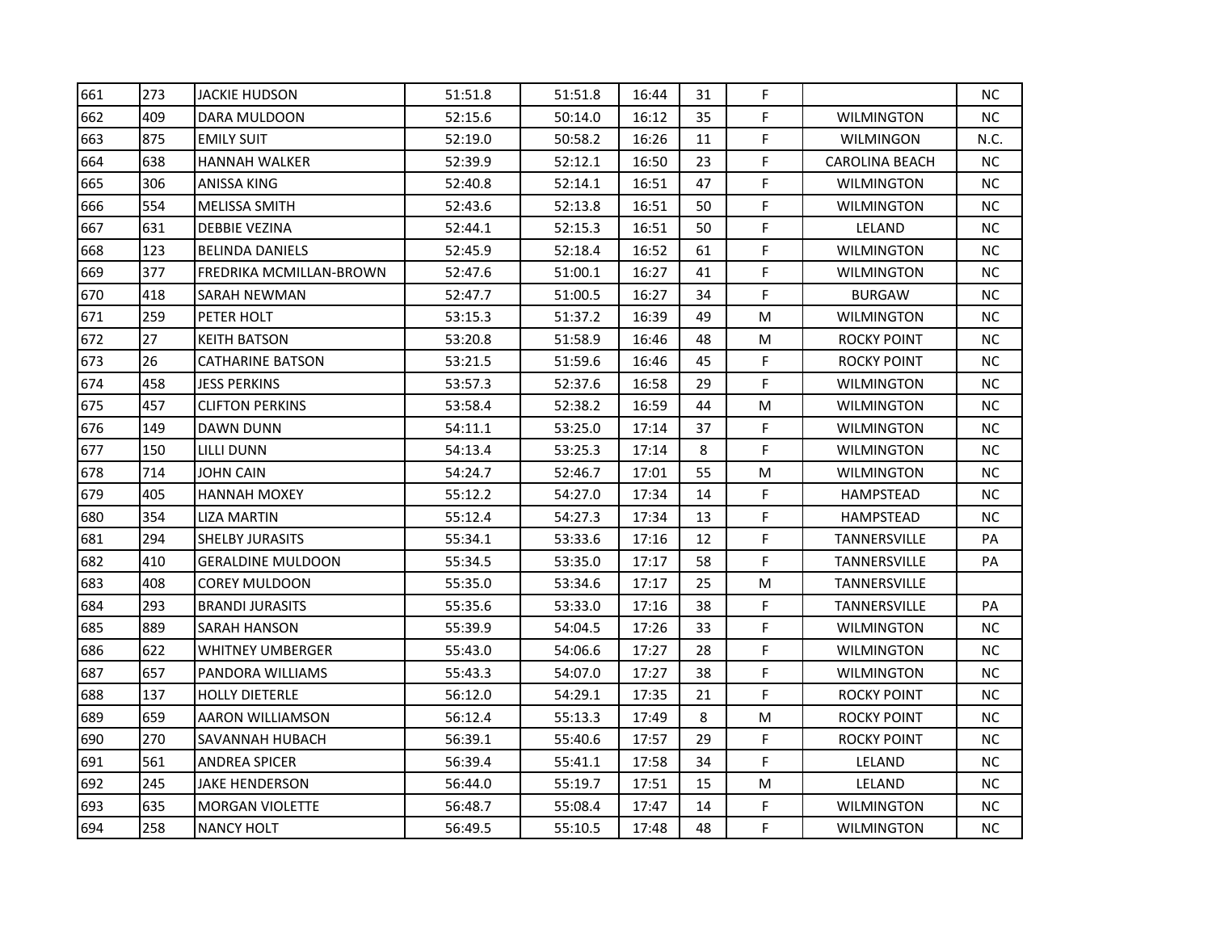| | | | | | | | | | |
|---|---|---|---|---|---|---|---|---|---|
| 661 | 273 | JACKIE HUDSON | 51:51.8 | 51:51.8 | 16:44 | 31 | F | | NC |
| 662 | 409 | DARA MULDOON | 52:15.6 | 50:14.0 | 16:12 | 35 | F | WILMINGTON | NC |
| 663 | 875 | EMILY SUIT | 52:19.0 | 50:58.2 | 16:26 | 11 | F | WILMINGON | N.C. |
| 664 | 638 | HANNAH WALKER | 52:39.9 | 52:12.1 | 16:50 | 23 | F | CAROLINA BEACH | NC |
| 665 | 306 | ANISSA KING | 52:40.8 | 52:14.1 | 16:51 | 47 | F | WILMINGTON | NC |
| 666 | 554 | MELISSA SMITH | 52:43.6 | 52:13.8 | 16:51 | 50 | F | WILMINGTON | NC |
| 667 | 631 | DEBBIE VEZINA | 52:44.1 | 52:15.3 | 16:51 | 50 | F | LELAND | NC |
| 668 | 123 | BELINDA DANIELS | 52:45.9 | 52:18.4 | 16:52 | 61 | F | WILMINGTON | NC |
| 669 | 377 | FREDRIKA MCMILLAN-BROWN | 52:47.6 | 51:00.1 | 16:27 | 41 | F | WILMINGTON | NC |
| 670 | 418 | SARAH NEWMAN | 52:47.7 | 51:00.5 | 16:27 | 34 | F | BURGAW | NC |
| 671 | 259 | PETER HOLT | 53:15.3 | 51:37.2 | 16:39 | 49 | M | WILMINGTON | NC |
| 672 | 27 | KEITH BATSON | 53:20.8 | 51:58.9 | 16:46 | 48 | M | ROCKY POINT | NC |
| 673 | 26 | CATHARINE BATSON | 53:21.5 | 51:59.6 | 16:46 | 45 | F | ROCKY POINT | NC |
| 674 | 458 | JESS PERKINS | 53:57.3 | 52:37.6 | 16:58 | 29 | F | WILMINGTON | NC |
| 675 | 457 | CLIFTON PERKINS | 53:58.4 | 52:38.2 | 16:59 | 44 | M | WILMINGTON | NC |
| 676 | 149 | DAWN DUNN | 54:11.1 | 53:25.0 | 17:14 | 37 | F | WILMINGTON | NC |
| 677 | 150 | LILLI DUNN | 54:13.4 | 53:25.3 | 17:14 | 8 | F | WILMINGTON | NC |
| 678 | 714 | JOHN CAIN | 54:24.7 | 52:46.7 | 17:01 | 55 | M | WILMINGTON | NC |
| 679 | 405 | HANNAH MOXEY | 55:12.2 | 54:27.0 | 17:34 | 14 | F | HAMPSTEAD | NC |
| 680 | 354 | LIZA MARTIN | 55:12.4 | 54:27.3 | 17:34 | 13 | F | HAMPSTEAD | NC |
| 681 | 294 | SHELBY JURASITS | 55:34.1 | 53:33.6 | 17:16 | 12 | F | TANNERSVILLE | PA |
| 682 | 410 | GERALDINE MULDOON | 55:34.5 | 53:35.0 | 17:17 | 58 | F | TANNERSVILLE | PA |
| 683 | 408 | COREY MULDOON | 55:35.0 | 53:34.6 | 17:17 | 25 | M | TANNERSVILLE | |
| 684 | 293 | BRANDI JURASITS | 55:35.6 | 53:33.0 | 17:16 | 38 | F | TANNERSVILLE | PA |
| 685 | 889 | SARAH HANSON | 55:39.9 | 54:04.5 | 17:26 | 33 | F | WILMINGTON | NC |
| 686 | 622 | WHITNEY UMBERGER | 55:43.0 | 54:06.6 | 17:27 | 28 | F | WILMINGTON | NC |
| 687 | 657 | PANDORA WILLIAMS | 55:43.3 | 54:07.0 | 17:27 | 38 | F | WILMINGTON | NC |
| 688 | 137 | HOLLY DIETERLE | 56:12.0 | 54:29.1 | 17:35 | 21 | F | ROCKY POINT | NC |
| 689 | 659 | AARON WILLIAMSON | 56:12.4 | 55:13.3 | 17:49 | 8 | M | ROCKY POINT | NC |
| 690 | 270 | SAVANNAH HUBACH | 56:39.1 | 55:40.6 | 17:57 | 29 | F | ROCKY POINT | NC |
| 691 | 561 | ANDREA SPICER | 56:39.4 | 55:41.1 | 17:58 | 34 | F | LELAND | NC |
| 692 | 245 | JAKE HENDERSON | 56:44.0 | 55:19.7 | 17:51 | 15 | M | LELAND | NC |
| 693 | 635 | MORGAN VIOLETTE | 56:48.7 | 55:08.4 | 17:47 | 14 | F | WILMINGTON | NC |
| 694 | 258 | NANCY HOLT | 56:49.5 | 55:10.5 | 17:48 | 48 | F | WILMINGTON | NC |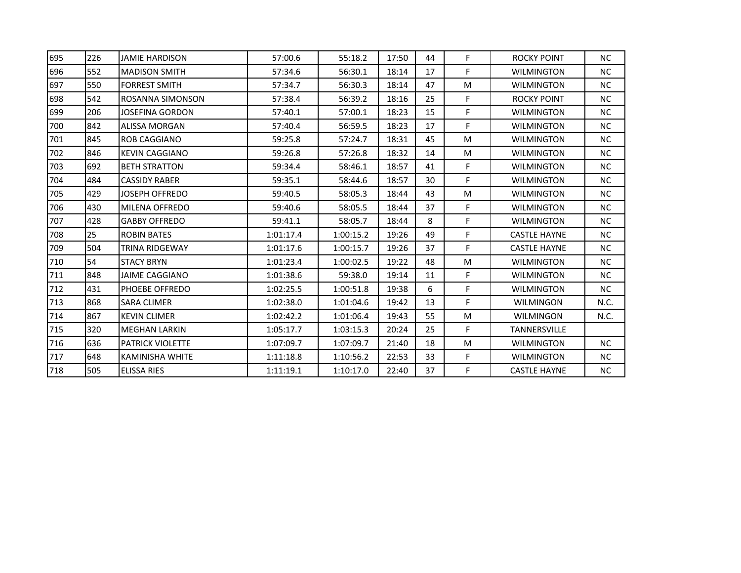| | | | | | | | | | |
|---|---|---|---|---|---|---|---|---|---|
| 695 | 226 | JAMIE HARDISON | 57:00.6 | 55:18.2 | 17:50 | 44 | F | ROCKY POINT | NC |
| 696 | 552 | MADISON SMITH | 57:34.6 | 56:30.1 | 18:14 | 17 | F | WILMINGTON | NC |
| 697 | 550 | FORREST SMITH | 57:34.7 | 56:30.3 | 18:14 | 47 | M | WILMINGTON | NC |
| 698 | 542 | ROSANNA SIMONSON | 57:38.4 | 56:39.2 | 18:16 | 25 | F | ROCKY POINT | NC |
| 699 | 206 | JOSEFINA GORDON | 57:40.1 | 57:00.1 | 18:23 | 15 | F | WILMINGTON | NC |
| 700 | 842 | ALISSA MORGAN | 57:40.4 | 56:59.5 | 18:23 | 17 | F | WILMINGTON | NC |
| 701 | 845 | ROB CAGGIANO | 59:25.8 | 57:24.7 | 18:31 | 45 | M | WILMINGTON | NC |
| 702 | 846 | KEVIN CAGGIANO | 59:26.8 | 57:26.8 | 18:32 | 14 | M | WILMINGTON | NC |
| 703 | 692 | BETH STRATTON | 59:34.4 | 58:46.1 | 18:57 | 41 | F | WILMINGTON | NC |
| 704 | 484 | CASSIDY RABER | 59:35.1 | 58:44.6 | 18:57 | 30 | F | WILMINGTON | NC |
| 705 | 429 | JOSEPH OFFREDO | 59:40.5 | 58:05.3 | 18:44 | 43 | M | WILMINGTON | NC |
| 706 | 430 | MILENA OFFREDO | 59:40.6 | 58:05.5 | 18:44 | 37 | F | WILMINGTON | NC |
| 707 | 428 | GABBY OFFREDO | 59:41.1 | 58:05.7 | 18:44 | 8 | F | WILMINGTON | NC |
| 708 | 25 | ROBIN BATES | 1:01:17.4 | 1:00:15.2 | 19:26 | 49 | F | CASTLE HAYNE | NC |
| 709 | 504 | TRINA RIDGEWAY | 1:01:17.6 | 1:00:15.7 | 19:26 | 37 | F | CASTLE HAYNE | NC |
| 710 | 54 | STACY BRYN | 1:01:23.4 | 1:00:02.5 | 19:22 | 48 | M | WILMINGTON | NC |
| 711 | 848 | JAIME CAGGIANO | 1:01:38.6 | 59:38.0 | 19:14 | 11 | F | WILMINGTON | NC |
| 712 | 431 | PHOEBE OFFREDO | 1:02:25.5 | 1:00:51.8 | 19:38 | 6 | F | WILMINGTON | NC |
| 713 | 868 | SARA CLIMER | 1:02:38.0 | 1:01:04.6 | 19:42 | 13 | F | WILMINGON | N.C. |
| 714 | 867 | KEVIN CLIMER | 1:02:42.2 | 1:01:06.4 | 19:43 | 55 | M | WILMINGON | N.C. |
| 715 | 320 | MEGHAN LARKIN | 1:05:17.7 | 1:03:15.3 | 20:24 | 25 | F | TANNERSVILLE | |
| 716 | 636 | PATRICK VIOLETTE | 1:07:09.7 | 1:07:09.7 | 21:40 | 18 | M | WILMINGTON | NC |
| 717 | 648 | KAMINISHA WHITE | 1:11:18.8 | 1:10:56.2 | 22:53 | 33 | F | WILMINGTON | NC |
| 718 | 505 | ELISSA RIES | 1:11:19.1 | 1:10:17.0 | 22:40 | 37 | F | CASTLE HAYNE | NC |